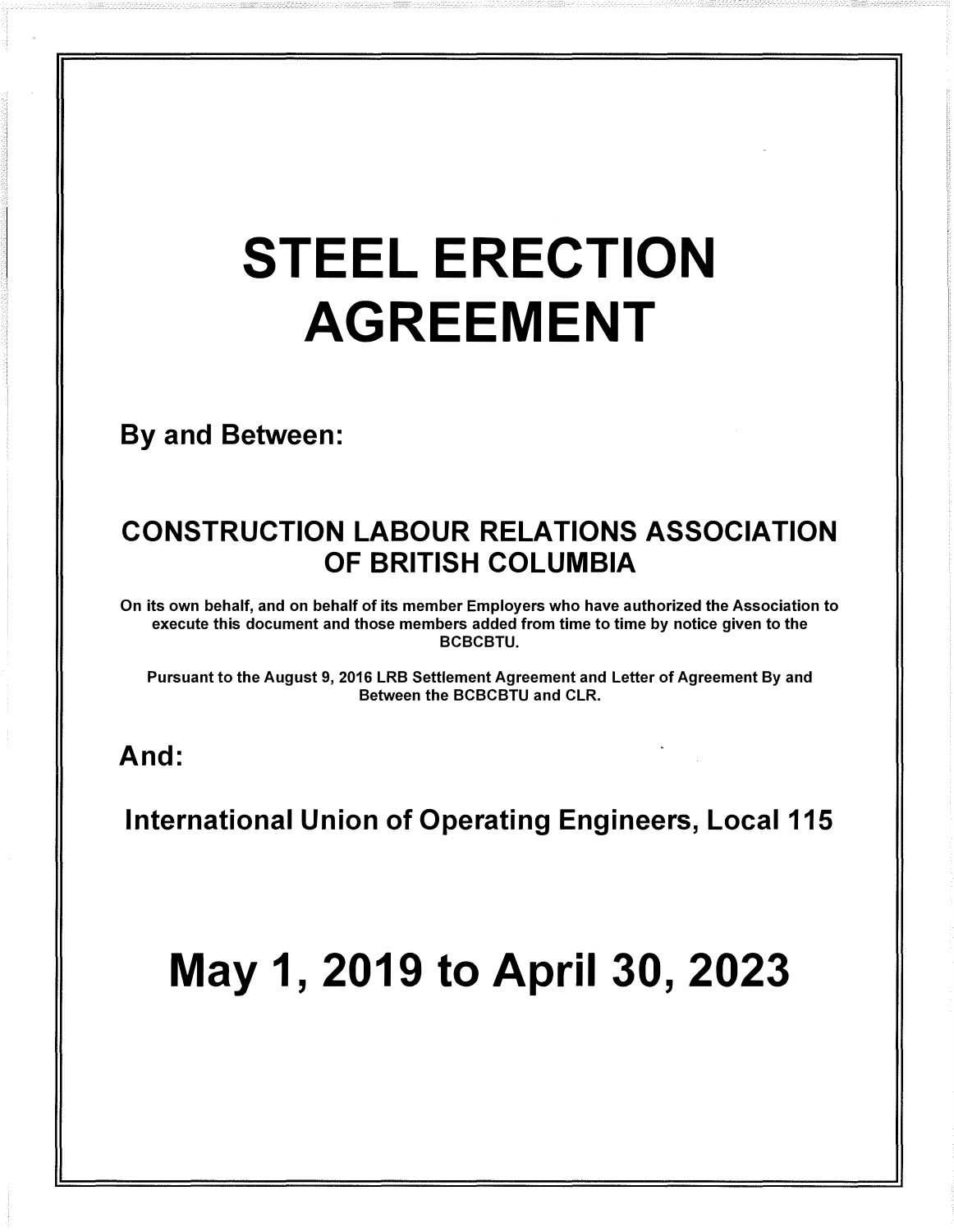# STEEL ERECTION AGREEMENT

**By and Between:**

## CONSTRUCTION LABOUR RELATIONS ASSOCIATION OF BRITISH COLUMBIA

**On its own behalf, and on behalf of its member Employers who have authorized the Association to execute this document and those members added from time to time by notice given to the BCBCBTU.**

**Pursuant to the August 9, 2016 LRB Settlement Agreement and Letter of Agreement By and Between the BCBCBTU and CLR.**

**And:**

## International Union of Operating Engineers, Local 115

# May 1, 2019 to April 30, 2023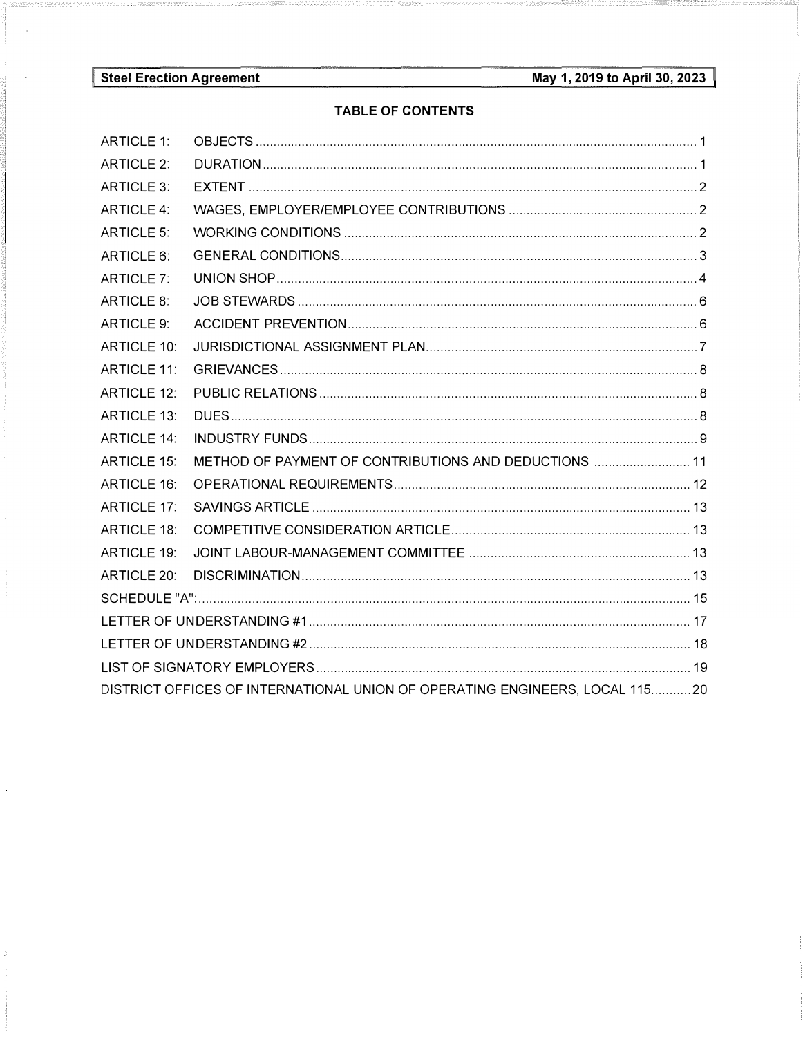## TABLE OF CONTENTS

| | | |
|---|---|---|
| ARTICLE 1: | OBJECTS | 1 |
| ARTICLE 2: | DURATION | 1 |
| ARTICLE 3: | EXTENT | 2 |
| ARTICLE 4: | WAGES, EMPLOYER/EMPLOYEE CONTRIBUTIONS | 2 |
| ARTICLE 5: | WORKING CONDITIONS | 2 |
| ARTICLE 6: | GENERAL CONDITIONS | 3 |
| ARTICLE 7: | UNION SHOP | 4 |
| ARTICLE 8: | JOB STEWARDS | 6 |
| ARTICLE 9: | ACCIDENT PREVENTION | 6 |
| ARTICLE 10: | JURISDICTIONAL ASSIGNMENT PLAN | 7 |
| ARTICLE 11: | GRIEVANCES | 8 |
| ARTICLE 12: | PUBLIC RELATIONS | 8 |
| ARTICLE 13: | DUES | 8 |
| ARTICLE 14: | INDUSTRY FUNDS | 9 |
| ARTICLE 15: | METHOD OF PAYMENT OF CONTRIBUTIONS AND DEDUCTIONS | 11 |
| ARTICLE 16: | OPERATIONAL REQUIREMENTS | 12 |
| ARTICLE 17: | SAVINGS ARTICLE | 13 |
| ARTICLE 18: | COMPETITIVE CONSIDERATION ARTICLE | 13 |
| ARTICLE 19: | JOINT LABOUR-MANAGEMENT COMMITTEE | 13 |
| ARTICLE 20: | DISCRIMINATION | 13 |
| SCHEDULE "A": | | 15 |
| LETTER OF UNDERSTANDING #1 | | 17 |
| LETTER OF UNDERSTANDING #2 | | 18 |
| LIST OF SIGNATORY EMPLOYERS | | 19 |
| DISTRICT OFFICES OF INTERNATIONAL UNION OF OPERATING ENGINEERS, LOCAL 115 | | 20 |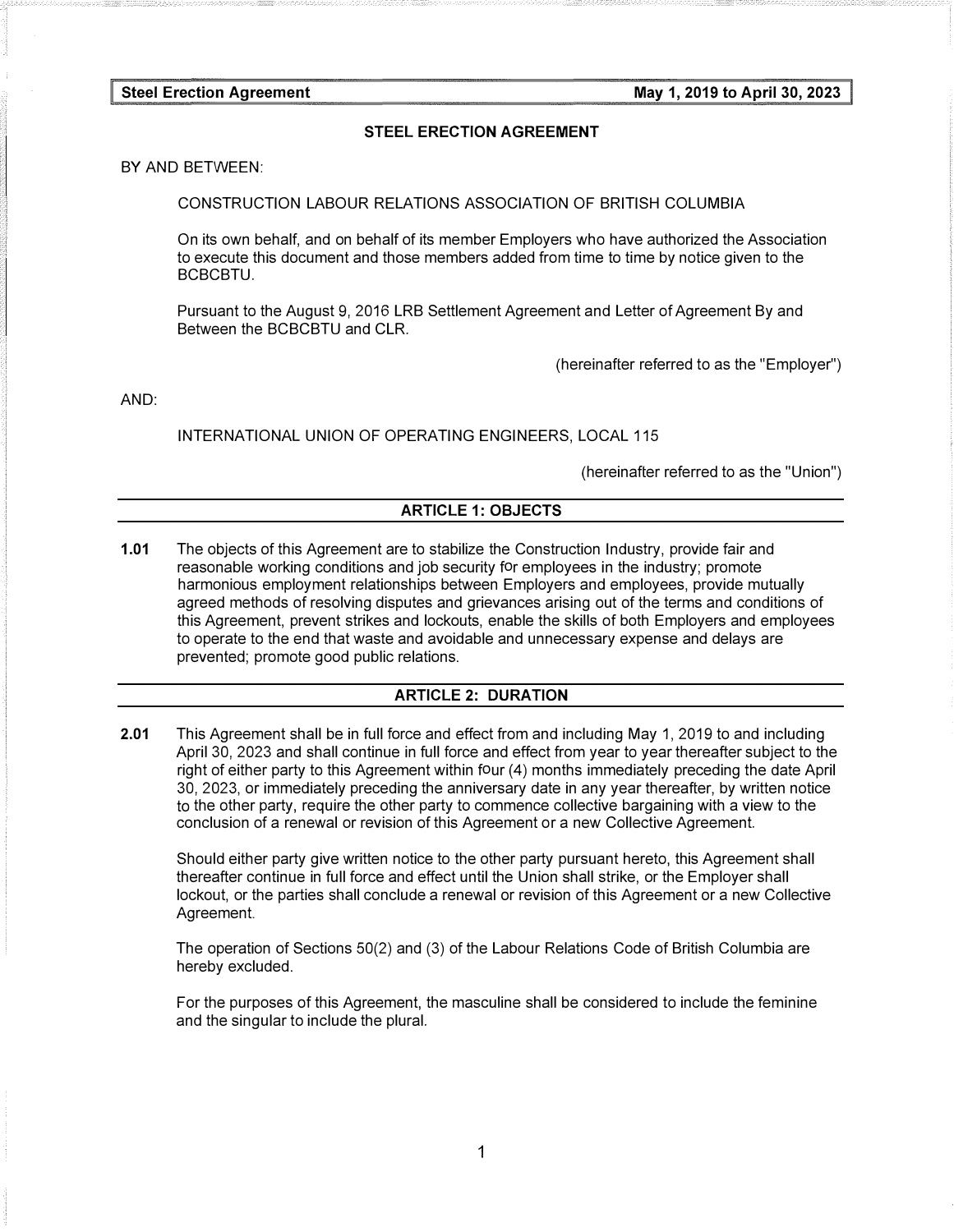# STEEL ERECTION AGREEMENT

BY AND BETWEEN:

CONSTRUCTION LABOUR RELATIONS ASSOCIATION OF BRITISH COLUMBIA

On its own behalf, and on behalf of its member Employers who have authorized the Association to execute this document and those members added from time to time by notice given to the BCBCBTU.

Pursuant to the August 9, 2016 LRB Settlement Agreement and Letter of Agreement By and Between the BCBCBTU and CLR.

(hereinafter referred to as the "Employer")

AND:

INTERNATIONAL UNION OF OPERATING ENGINEERS, LOCAL 115

(hereinafter referred to as the "Union")

## ARTICLE 1: OBJECTS

**1.01** The objects of this Agreement are to stabilize the Construction Industry, provide fair and reasonable working conditions and job security for employees in the industry; promote harmonious employment relationships between Employers and employees, provide mutually agreed methods of resolving disputes and grievances arising out of the terms and conditions of this Agreement, prevent strikes and lockouts, enable the skills of both Employers and employees to operate to the end that waste and avoidable and unnecessary expense and delays are prevented; promote good public relations.

## ARTICLE 2: DURATION

**2.01** This Agreement shall be in full force and effect from and including May 1, 2019 to and including April 30, 2023 and shall continue in full force and effect from year to year thereafter subject to the right of either party to this Agreement within four (4) months immediately preceding the date April 30, 2023, or immediately preceding the anniversary date in any year thereafter, by written notice to the other party, require the other party to commence collective bargaining with a view to the conclusion of a renewal or revision of this Agreement or a new Collective Agreement.

Should either party give written notice to the other party pursuant hereto, this Agreement shall thereafter continue in full force and effect until the Union shall strike, or the Employer shall lockout, or the parties shall conclude a renewal or revision of this Agreement or a new Collective Agreement.

The operation of Sections 50(2) and (3) of the Labour Relations Code of British Columbia are hereby excluded.

For the purposes of this Agreement, the masculine shall be considered to include the feminine and the singular to include the plural.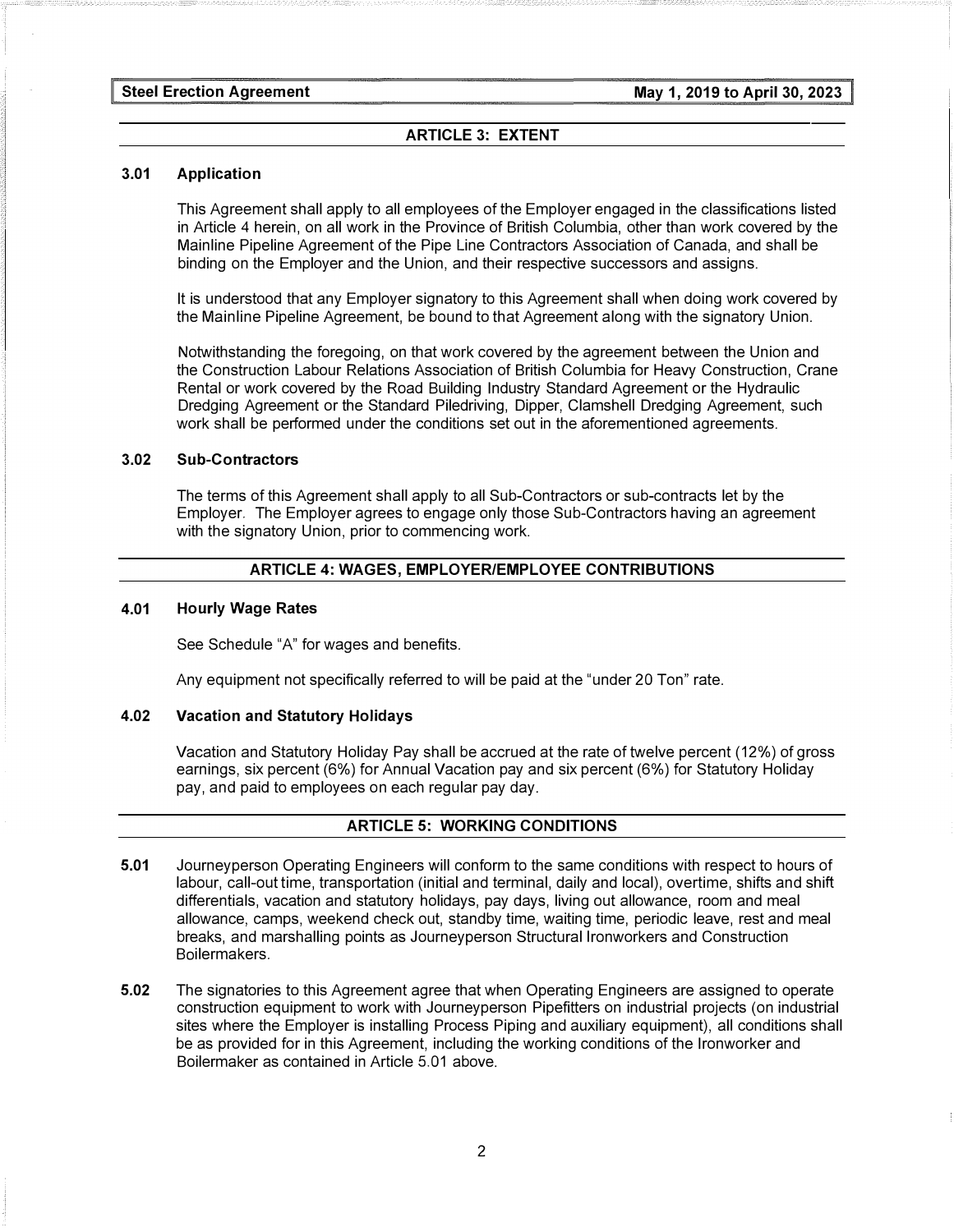## ARTICLE 3: EXTENT

### 3.01 Application

This Agreement shall apply to all employees of the Employer engaged in the classifications listed in Article 4 herein, on all work in the Province of British Columbia, other than work covered by the Mainline Pipeline Agreement of the Pipe Line Contractors Association of Canada, and shall be binding on the Employer and the Union, and their respective successors and assigns.

It is understood that any Employer signatory to this Agreement shall when doing work covered by the Mainline Pipeline Agreement, be bound to that Agreement along with the signatory Union.

Notwithstanding the foregoing, on that work covered by the agreement between the Union and the Construction Labour Relations Association of British Columbia for Heavy Construction, Crane Rental or work covered by the Road Building Industry Standard Agreement or the Hydraulic Dredging Agreement or the Standard Piledriving, Dipper, Clamshell Dredging Agreement, such work shall be performed under the conditions set out in the aforementioned agreements.

### 3.02 Sub-Contractors

The terms of this Agreement shall apply to all Sub-Contractors or sub-contracts let by the Employer. The Employer agrees to engage only those Sub-Contractors having an agreement with the signatory Union, prior to commencing work.

## ARTICLE 4: WAGES, EMPLOYER/EMPLOYEE CONTRIBUTIONS

### 4.01 Hourly Wage Rates

See Schedule "A" for wages and benefits.

Any equipment not specifically referred to will be paid at the "under 20 Ton" rate.

### 4.02 Vacation and Statutory Holidays

Vacation and Statutory Holiday Pay shall be accrued at the rate of twelve percent (12%) of gross earnings, six percent (6%) for Annual Vacation pay and six percent (6%) for Statutory Holiday pay, and paid to employees on each regular pay day.

## ARTICLE 5: WORKING CONDITIONS

**5.01** Journeyperson Operating Engineers will conform to the same conditions with respect to hours of labour, call-out time, transportation (initial and terminal, daily and local), overtime, shifts and shift differentials, vacation and statutory holidays, pay days, living out allowance, room and meal allowance, camps, weekend check out, standby time, waiting time, periodic leave, rest and meal breaks, and marshalling points as Journeyperson Structural Ironworkers and Construction Boilermakers.

**5.02** The signatories to this Agreement agree that when Operating Engineers are assigned to operate construction equipment to work with Journeyperson Pipefitters on industrial projects (on industrial sites where the Employer is installing Process Piping and auxiliary equipment), all conditions shall be as provided for in this Agreement, including the working conditions of the Ironworker and Boilermaker as contained in Article 5.01 above.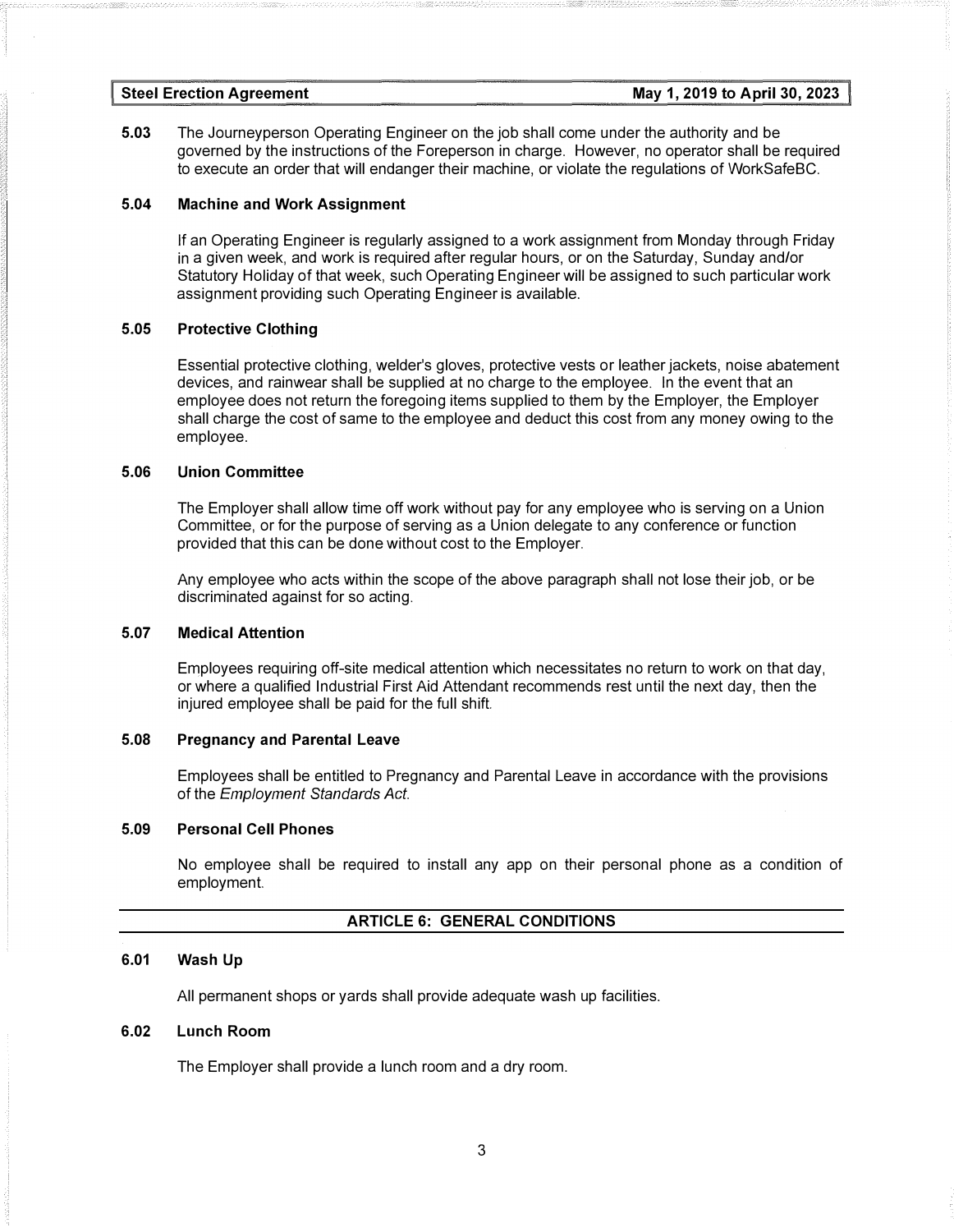**5.03** The Journeyperson Operating Engineer on the job shall come under the authority and be governed by the instructions of the Foreperson in charge. However, no operator shall be required to execute an order that will endanger their machine, or violate the regulations of WorkSafeBC.

### 5.04 Machine and Work Assignment

If an Operating Engineer is regularly assigned to a work assignment from Monday through Friday in a given week, and work is required after regular hours, or on the Saturday, Sunday and/or Statutory Holiday of that week, such Operating Engineer will be assigned to such particular work assignment providing such Operating Engineer is available.

### 5.05 Protective Clothing

Essential protective clothing, welder's gloves, protective vests or leather jackets, noise abatement devices, and rainwear shall be supplied at no charge to the employee. In the event that an employee does not return the foregoing items supplied to them by the Employer, the Employer shall charge the cost of same to the employee and deduct this cost from any money owing to the employee.

### 5.06 Union Committee

The Employer shall allow time off work without pay for any employee who is serving on a Union Committee, or for the purpose of serving as a Union delegate to any conference or function provided that this can be done without cost to the Employer.

Any employee who acts within the scope of the above paragraph shall not lose their job, or be discriminated against for so acting.

### 5.07 Medical Attention

Employees requiring off-site medical attention which necessitates no return to work on that day, or where a qualified Industrial First Aid Attendant recommends rest until the next day, then the injured employee shall be paid for the full shift.

### 5.08 Pregnancy and Parental Leave

Employees shall be entitled to Pregnancy and Parental Leave in accordance with the provisions of the *Employment Standards Act*.

### 5.09 Personal Cell Phones

No employee shall be required to install any app on their personal phone as a condition of employment.

## ARTICLE 6: GENERAL CONDITIONS

### 6.01 Wash Up

All permanent shops or yards shall provide adequate wash up facilities.

### 6.02 Lunch Room

The Employer shall provide a lunch room and a dry room.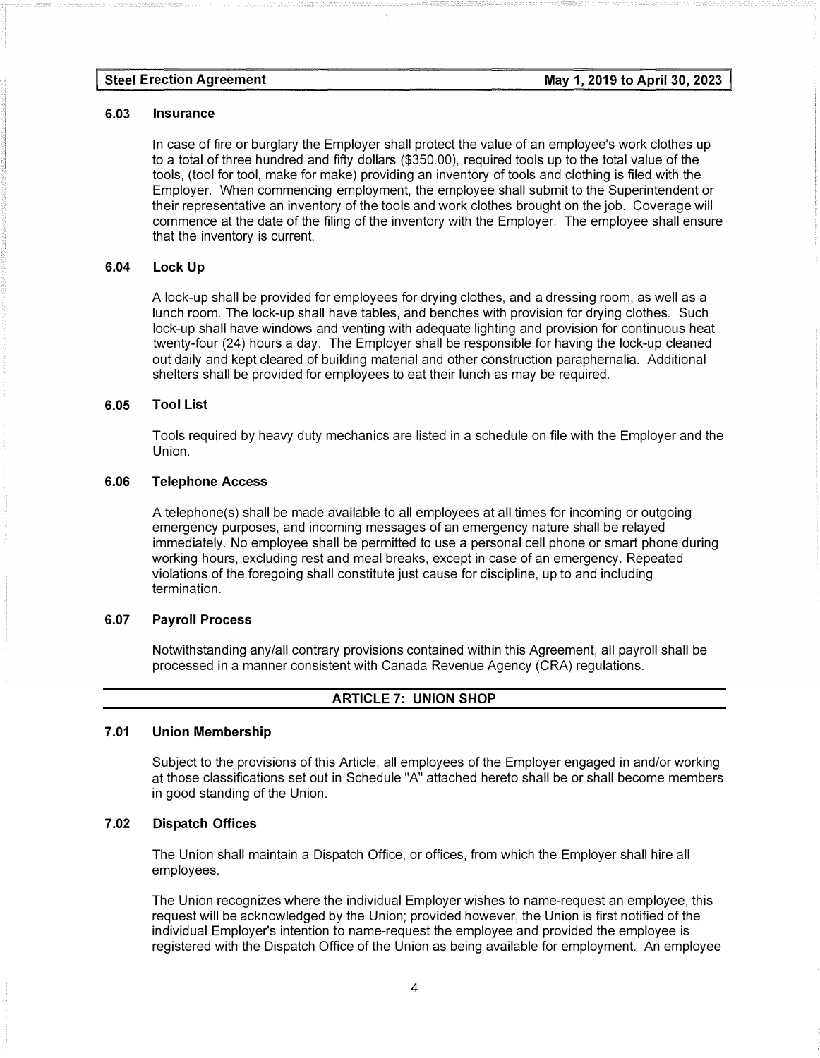### 6.03 Insurance

In case of fire or burglary the Employer shall protect the value of an employee's work clothes up to a total of three hundred and fifty dollars ($350.00), required tools up to the total value of the tools, (tool for tool, make for make) providing an inventory of tools and clothing is filed with the Employer. When commencing employment, the employee shall submit to the Superintendent or their representative an inventory of the tools and work clothes brought on the job. Coverage will commence at the date of the filing of the inventory with the Employer. The employee shall ensure that the inventory is current.

### 6.04 Lock Up

A lock-up shall be provided for employees for drying clothes, and a dressing room, as well as a lunch room. The lock-up shall have tables, and benches with provision for drying clothes. Such lock-up shall have windows and venting with adequate lighting and provision for continuous heat twenty-four (24) hours a day. The Employer shall be responsible for having the lock-up cleaned out daily and kept cleared of building material and other construction paraphernalia. Additional shelters shall be provided for employees to eat their lunch as may be required.

### 6.05 Tool List

Tools required by heavy duty mechanics are listed in a schedule on file with the Employer and the Union.

### 6.06 Telephone Access

A telephone(s) shall be made available to all employees at all times for incoming or outgoing emergency purposes, and incoming messages of an emergency nature shall be relayed immediately. No employee shall be permitted to use a personal cell phone or smart phone during working hours, excluding rest and meal breaks, except in case of an emergency. Repeated violations of the foregoing shall constitute just cause for discipline, up to and including termination.

### 6.07 Payroll Process

Notwithstanding any/all contrary provisions contained within this Agreement, all payroll shall be processed in a manner consistent with Canada Revenue Agency (CRA) regulations.

## ARTICLE 7: UNION SHOP

### 7.01 Union Membership

Subject to the provisions of this Article, all employees of the Employer engaged in and/or working at those classifications set out in Schedule "A" attached hereto shall be or shall become members in good standing of the Union.

### 7.02 Dispatch Offices

The Union shall maintain a Dispatch Office, or offices, from which the Employer shall hire all employees.

The Union recognizes where the individual Employer wishes to name-request an employee, this request will be acknowledged by the Union; provided however, the Union is first notified of the individual Employer's intention to name-request the employee and provided the employee is registered with the Dispatch Office of the Union as being available for employment. An employee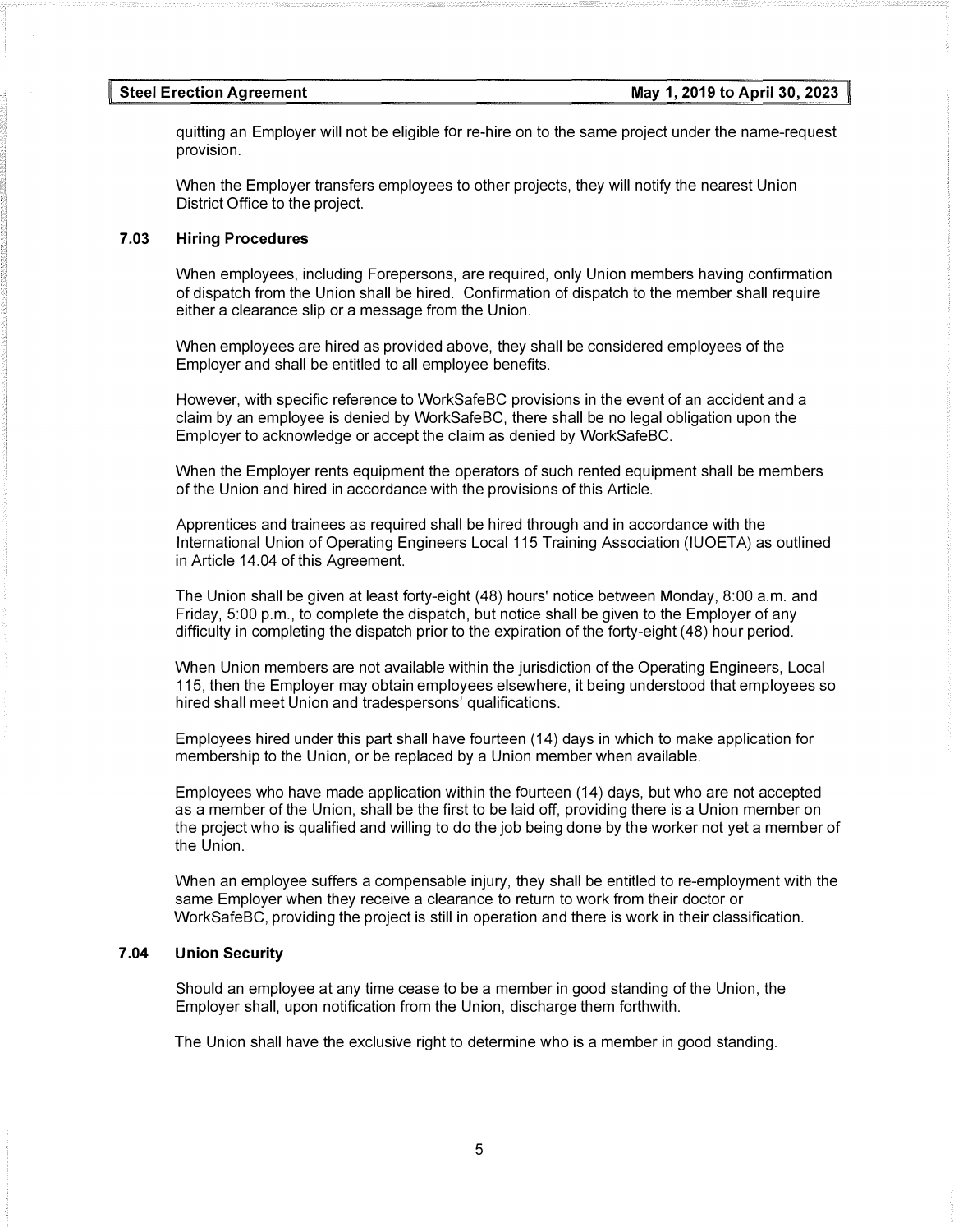quitting an Employer will not be eligible for re-hire on to the same project under the name-request provision.

When the Employer transfers employees to other projects, they will notify the nearest Union District Office to the project.

### 7.03 Hiring Procedures

When employees, including Forepersons, are required, only Union members having confirmation of dispatch from the Union shall be hired. Confirmation of dispatch to the member shall require either a clearance slip or a message from the Union.

When employees are hired as provided above, they shall be considered employees of the Employer and shall be entitled to all employee benefits.

However, with specific reference to WorkSafeBC provisions in the event of an accident and a claim by an employee is denied by WorkSafeBC, there shall be no legal obligation upon the Employer to acknowledge or accept the claim as denied by WorkSafeBC.

When the Employer rents equipment the operators of such rented equipment shall be members of the Union and hired in accordance with the provisions of this Article.

Apprentices and trainees as required shall be hired through and in accordance with the International Union of Operating Engineers Local 115 Training Association (IUOETA) as outlined in Article 14.04 of this Agreement.

The Union shall be given at least forty-eight (48) hours' notice between Monday, 8:00 a.m. and Friday, 5:00 p.m., to complete the dispatch, but notice shall be given to the Employer of any difficulty in completing the dispatch prior to the expiration of the forty-eight (48) hour period.

When Union members are not available within the jurisdiction of the Operating Engineers, Local 115, then the Employer may obtain employees elsewhere, it being understood that employees so hired shall meet Union and tradespersons' qualifications.

Employees hired under this part shall have fourteen (14) days in which to make application for membership to the Union, or be replaced by a Union member when available.

Employees who have made application within the fourteen (14) days, but who are not accepted as a member of the Union, shall be the first to be laid off, providing there is a Union member on the project who is qualified and willing to do the job being done by the worker not yet a member of the Union.

When an employee suffers a compensable injury, they shall be entitled to re-employment with the same Employer when they receive a clearance to return to work from their doctor or WorkSafeBC, providing the project is still in operation and there is work in their classification.

### 7.04 Union Security

Should an employee at any time cease to be a member in good standing of the Union, the Employer shall, upon notification from the Union, discharge them forthwith.

The Union shall have the exclusive right to determine who is a member in good standing.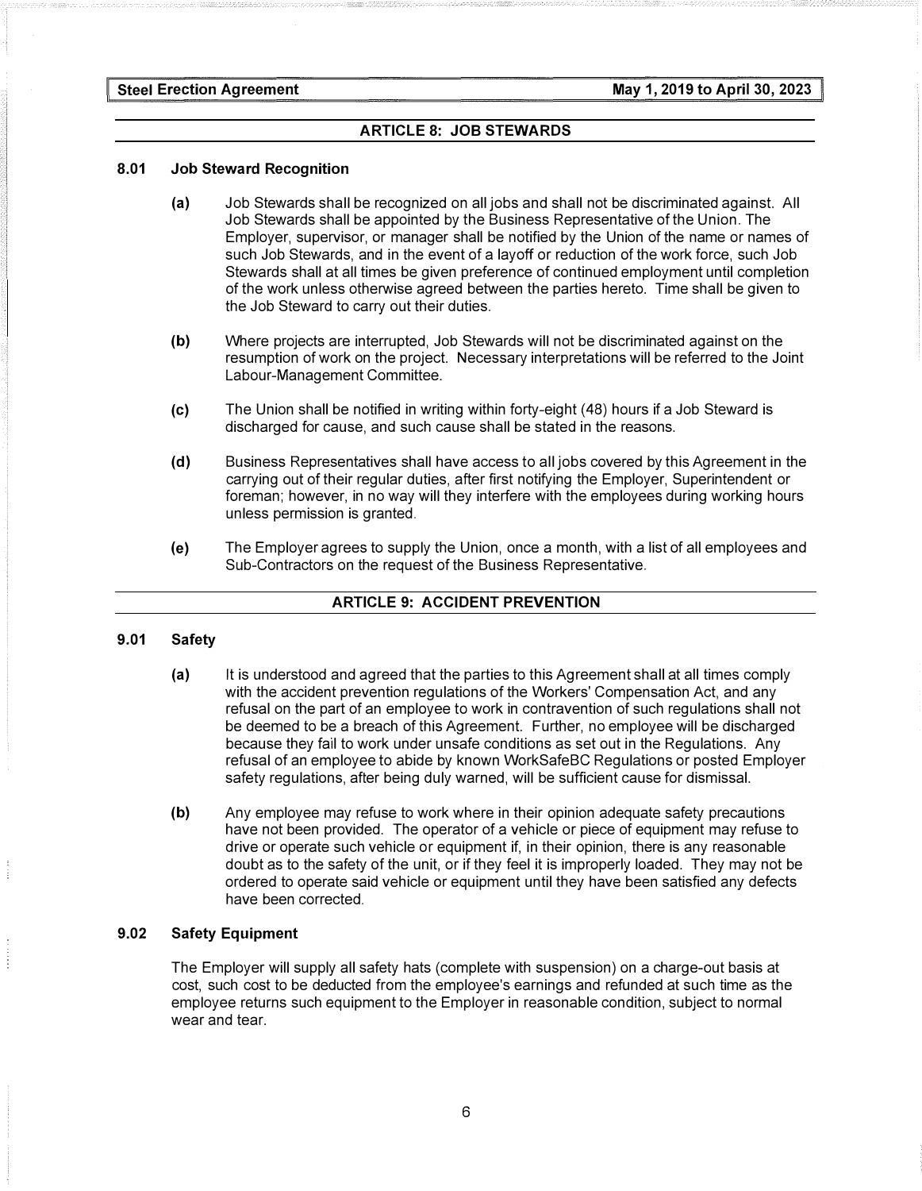## ARTICLE 8: JOB STEWARDS

### 8.01 Job Steward Recognition

**(a)** Job Stewards shall be recognized on all jobs and shall not be discriminated against. All Job Stewards shall be appointed by the Business Representative of the Union. The Employer, supervisor, or manager shall be notified by the Union of the name or names of such Job Stewards, and in the event of a layoff or reduction of the work force, such Job Stewards shall at all times be given preference of continued employment until completion of the work unless otherwise agreed between the parties hereto. Time shall be given to the Job Steward to carry out their duties.

**(b)** Where projects are interrupted, Job Stewards will not be discriminated against on the resumption of work on the project. Necessary interpretations will be referred to the Joint Labour-Management Committee.

**(c)** The Union shall be notified in writing within forty-eight (48) hours if a Job Steward is discharged for cause, and such cause shall be stated in the reasons.

**(d)** Business Representatives shall have access to all jobs covered by this Agreement in the carrying out of their regular duties, after first notifying the Employer, Superintendent or foreman; however, in no way will they interfere with the employees during working hours unless permission is granted.

**(e)** The Employer agrees to supply the Union, once a month, with a list of all employees and Sub-Contractors on the request of the Business Representative.

## ARTICLE 9: ACCIDENT PREVENTION

### 9.01 Safety

**(a)** It is understood and agreed that the parties to this Agreement shall at all times comply with the accident prevention regulations of the Workers' Compensation Act, and any refusal on the part of an employee to work in contravention of such regulations shall not be deemed to be a breach of this Agreement. Further, no employee will be discharged because they fail to work under unsafe conditions as set out in the Regulations. Any refusal of an employee to abide by known WorkSafeBC Regulations or posted Employer safety regulations, after being duly warned, will be sufficient cause for dismissal.

**(b)** Any employee may refuse to work where in their opinion adequate safety precautions have not been provided. The operator of a vehicle or piece of equipment may refuse to drive or operate such vehicle or equipment if, in their opinion, there is any reasonable doubt as to the safety of the unit, or if they feel it is improperly loaded. They may not be ordered to operate said vehicle or equipment until they have been satisfied any defects have been corrected.

### 9.02 Safety Equipment

The Employer will supply all safety hats (complete with suspension) on a charge-out basis at cost, such cost to be deducted from the employee's earnings and refunded at such time as the employee returns such equipment to the Employer in reasonable condition, subject to normal wear and tear.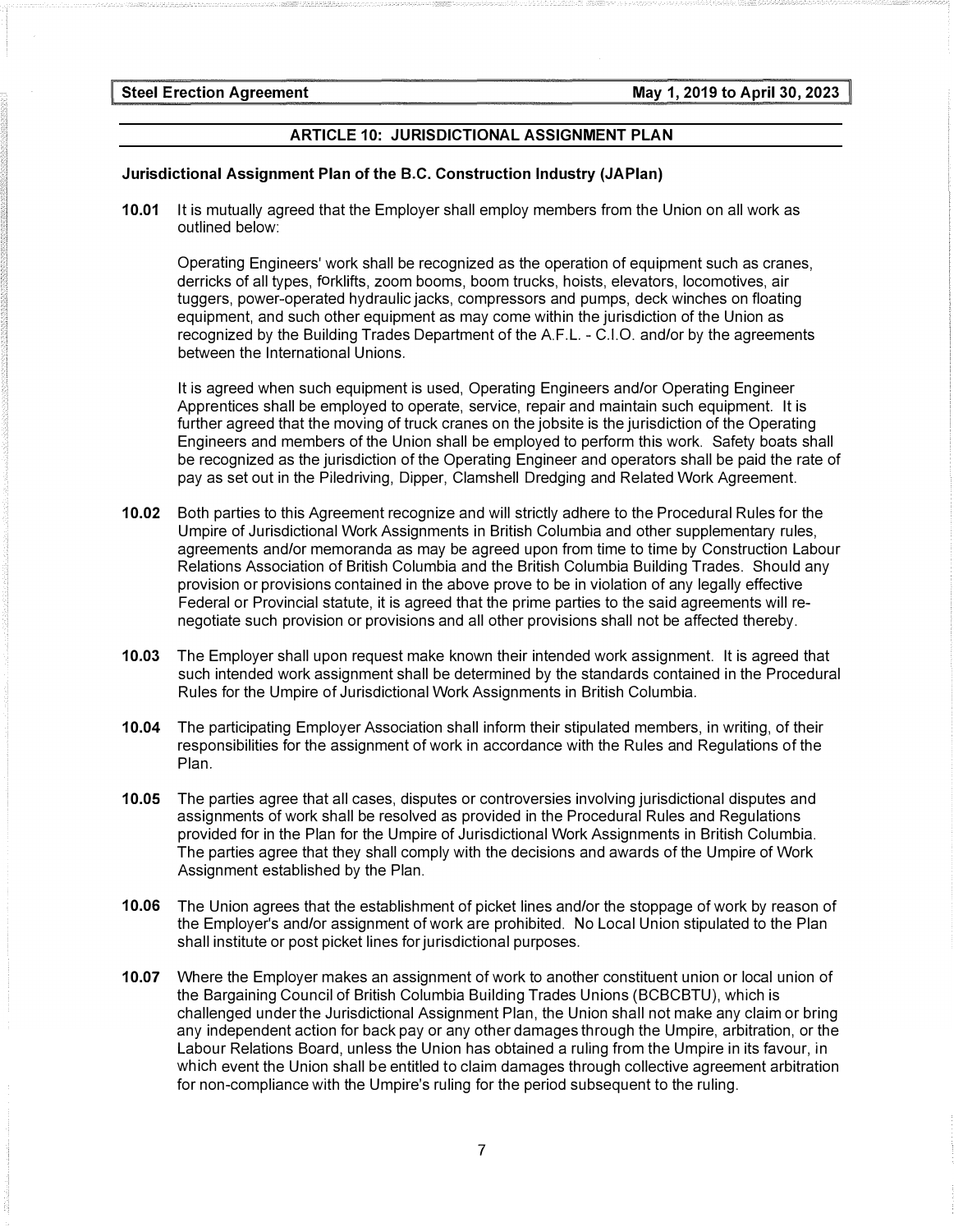## ARTICLE 10: JURISDICTIONAL ASSIGNMENT PLAN

### Jurisdictional Assignment Plan of the B.C. Construction Industry (JAPlan)

**10.01** It is mutually agreed that the Employer shall employ members from the Union on all work as outlined below:

Operating Engineers' work shall be recognized as the operation of equipment such as cranes, derricks of all types, forklifts, zoom booms, boom trucks, hoists, elevators, locomotives, air tuggers, power-operated hydraulic jacks, compressors and pumps, deck winches on floating equipment, and such other equipment as may come within the jurisdiction of the Union as recognized by the Building Trades Department of the A.F.L. - C.I.O. and/or by the agreements between the International Unions.

It is agreed when such equipment is used, Operating Engineers and/or Operating Engineer Apprentices shall be employed to operate, service, repair and maintain such equipment. It is further agreed that the moving of truck cranes on the jobsite is the jurisdiction of the Operating Engineers and members of the Union shall be employed to perform this work. Safety boats shall be recognized as the jurisdiction of the Operating Engineer and operators shall be paid the rate of pay as set out in the Piledriving, Dipper, Clamshell Dredging and Related Work Agreement.

**10.02** Both parties to this Agreement recognize and will strictly adhere to the Procedural Rules for the Umpire of Jurisdictional Work Assignments in British Columbia and other supplementary rules, agreements and/or memoranda as may be agreed upon from time to time by Construction Labour Relations Association of British Columbia and the British Columbia Building Trades. Should any provision or provisions contained in the above prove to be in violation of any legally effective Federal or Provincial statute, it is agreed that the prime parties to the said agreements will re-negotiate such provision or provisions and all other provisions shall not be affected thereby.

**10.03** The Employer shall upon request make known their intended work assignment. It is agreed that such intended work assignment shall be determined by the standards contained in the Procedural Rules for the Umpire of Jurisdictional Work Assignments in British Columbia.

**10.04** The participating Employer Association shall inform their stipulated members, in writing, of their responsibilities for the assignment of work in accordance with the Rules and Regulations of the Plan.

**10.05** The parties agree that all cases, disputes or controversies involving jurisdictional disputes and assignments of work shall be resolved as provided in the Procedural Rules and Regulations provided for in the Plan for the Umpire of Jurisdictional Work Assignments in British Columbia. The parties agree that they shall comply with the decisions and awards of the Umpire of Work Assignment established by the Plan.

**10.06** The Union agrees that the establishment of picket lines and/or the stoppage of work by reason of the Employer's and/or assignment of work are prohibited. No Local Union stipulated to the Plan shall institute or post picket lines for jurisdictional purposes.

**10.07** Where the Employer makes an assignment of work to another constituent union or local union of the Bargaining Council of British Columbia Building Trades Unions (BCBCBTU), which is challenged under the Jurisdictional Assignment Plan, the Union shall not make any claim or bring any independent action for back pay or any other damages through the Umpire, arbitration, or the Labour Relations Board, unless the Union has obtained a ruling from the Umpire in its favour, in which event the Union shall be entitled to claim damages through collective agreement arbitration for non-compliance with the Umpire's ruling for the period subsequent to the ruling.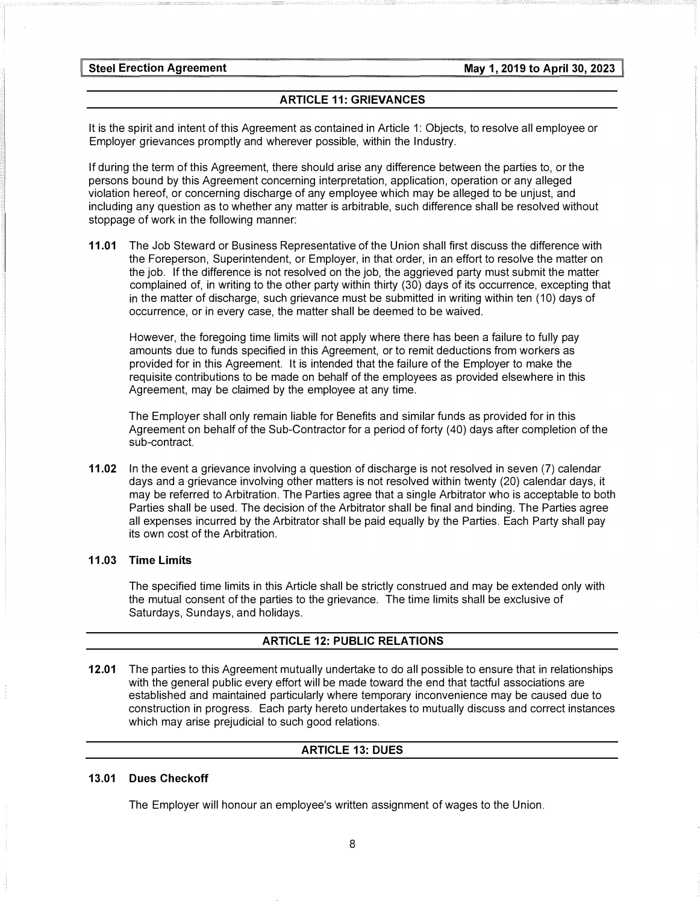## ARTICLE 11: GRIEVANCES

It is the spirit and intent of this Agreement as contained in Article 1: Objects, to resolve all employee or Employer grievances promptly and wherever possible, within the Industry.

If during the term of this Agreement, there should arise any difference between the parties to, or the persons bound by this Agreement concerning interpretation, application, operation or any alleged violation hereof, or concerning discharge of any employee which may be alleged to be unjust, and including any question as to whether any matter is arbitrable, such difference shall be resolved without stoppage of work in the following manner:

**11.01** The Job Steward or Business Representative of the Union shall first discuss the difference with the Foreperson, Superintendent, or Employer, in that order, in an effort to resolve the matter on the job. If the difference is not resolved on the job, the aggrieved party must submit the matter complained of, in writing to the other party within thirty (30) days of its occurrence, excepting that in the matter of discharge, such grievance must be submitted in writing within ten (10) days of occurrence, or in every case, the matter shall be deemed to be waived.

However, the foregoing time limits will not apply where there has been a failure to fully pay amounts due to funds specified in this Agreement, or to remit deductions from workers as provided for in this Agreement. It is intended that the failure of the Employer to make the requisite contributions to be made on behalf of the employees as provided elsewhere in this Agreement, may be claimed by the employee at any time.

The Employer shall only remain liable for Benefits and similar funds as provided for in this Agreement on behalf of the Sub-Contractor for a period of forty (40) days after completion of the sub-contract.

**11.02** In the event a grievance involving a question of discharge is not resolved in seven (7) calendar days and a grievance involving other matters is not resolved within twenty (20) calendar days, it may be referred to Arbitration. The Parties agree that a single Arbitrator who is acceptable to both Parties shall be used. The decision of the Arbitrator shall be final and binding. The Parties agree all expenses incurred by the Arbitrator shall be paid equally by the Parties. Each Party shall pay its own cost of the Arbitration.

### 11.03 Time Limits

The specified time limits in this Article shall be strictly construed and may be extended only with the mutual consent of the parties to the grievance. The time limits shall be exclusive of Saturdays, Sundays, and holidays.

## ARTICLE 12: PUBLIC RELATIONS

**12.01** The parties to this Agreement mutually undertake to do all possible to ensure that in relationships with the general public every effort will be made toward the end that tactful associations are established and maintained particularly where temporary inconvenience may be caused due to construction in progress. Each party hereto undertakes to mutually discuss and correct instances which may arise prejudicial to such good relations.

## ARTICLE 13: DUES

### 13.01 Dues Checkoff

The Employer will honour an employee's written assignment of wages to the Union.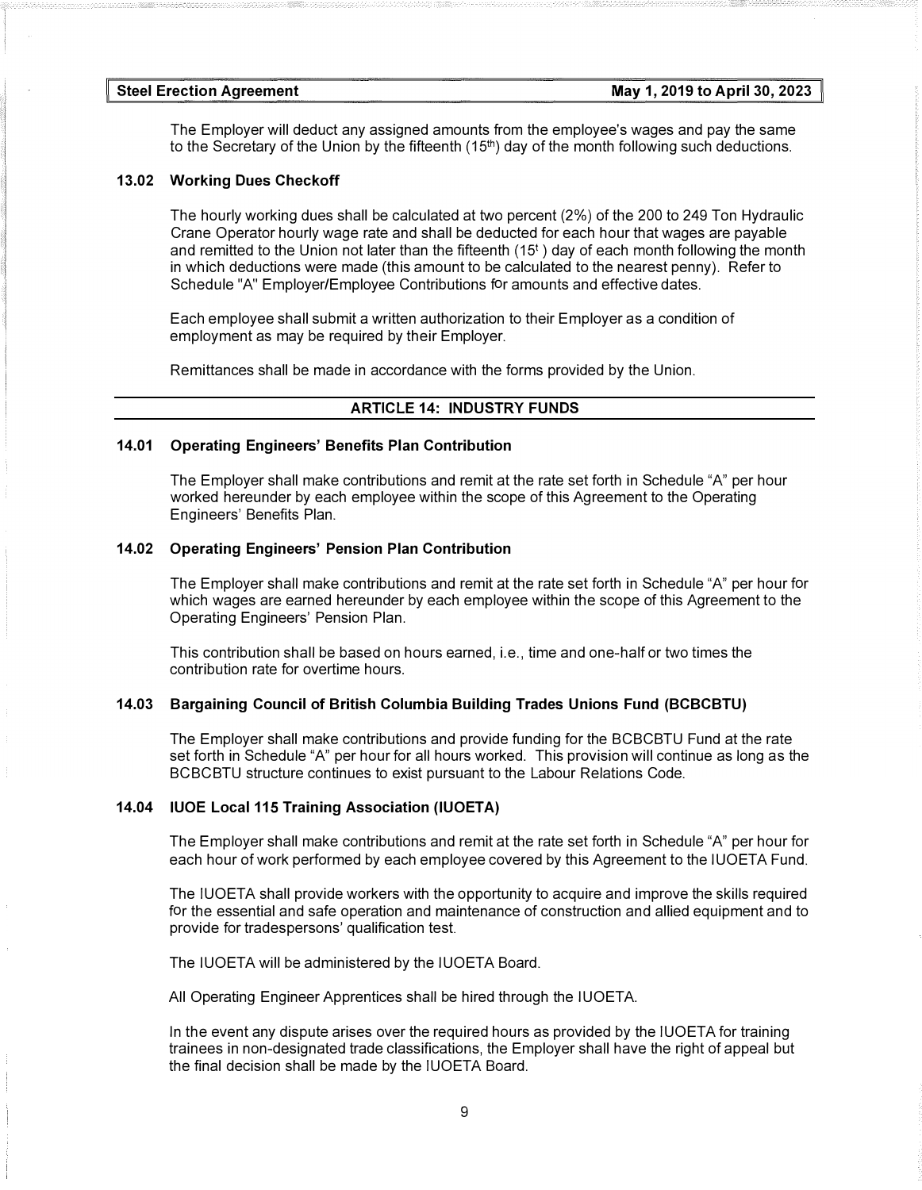The Employer will deduct any assigned amounts from the employee's wages and pay the same to the Secretary of the Union by the fifteenth (15th) day of the month following such deductions.

### 13.02 Working Dues Checkoff

The hourly working dues shall be calculated at two percent (2%) of the 200 to 249 Ton Hydraulic Crane Operator hourly wage rate and shall be deducted for each hour that wages are payable and remitted to the Union not later than the fifteenth (15t ) day of each month following the month in which deductions were made (this amount to be calculated to the nearest penny). Refer to Schedule "A" Employer/Employee Contributions for amounts and effective dates.

Each employee shall submit a written authorization to their Employer as a condition of employment as may be required by their Employer.

Remittances shall be made in accordance with the forms provided by the Union.

## ARTICLE 14: INDUSTRY FUNDS

### 14.01 Operating Engineers' Benefits Plan Contribution

The Employer shall make contributions and remit at the rate set forth in Schedule "A" per hour worked hereunder by each employee within the scope of this Agreement to the Operating Engineers' Benefits Plan.

### 14.02 Operating Engineers' Pension Plan Contribution

The Employer shall make contributions and remit at the rate set forth in Schedule "A" per hour for which wages are earned hereunder by each employee within the scope of this Agreement to the Operating Engineers' Pension Plan.

This contribution shall be based on hours earned, i.e., time and one-half or two times the contribution rate for overtime hours.

### 14.03 Bargaining Council of British Columbia Building Trades Unions Fund (BCBCBTU)

The Employer shall make contributions and provide funding for the BCBCBTU Fund at the rate set forth in Schedule "A" per hour for all hours worked. This provision will continue as long as the BCBCBTU structure continues to exist pursuant to the Labour Relations Code.

### 14.04 IUOE Local 115 Training Association (IUOETA)

The Employer shall make contributions and remit at the rate set forth in Schedule "A" per hour for each hour of work performed by each employee covered by this Agreement to the IUOETA Fund.

The IUOETA shall provide workers with the opportunity to acquire and improve the skills required for the essential and safe operation and maintenance of construction and allied equipment and to provide for tradespersons' qualification test.

The IUOETA will be administered by the IUOETA Board.

All Operating Engineer Apprentices shall be hired through the IUOETA.

In the event any dispute arises over the required hours as provided by the IUOETA for training trainees in non-designated trade classifications, the Employer shall have the right of appeal but the final decision shall be made by the IUOETA Board.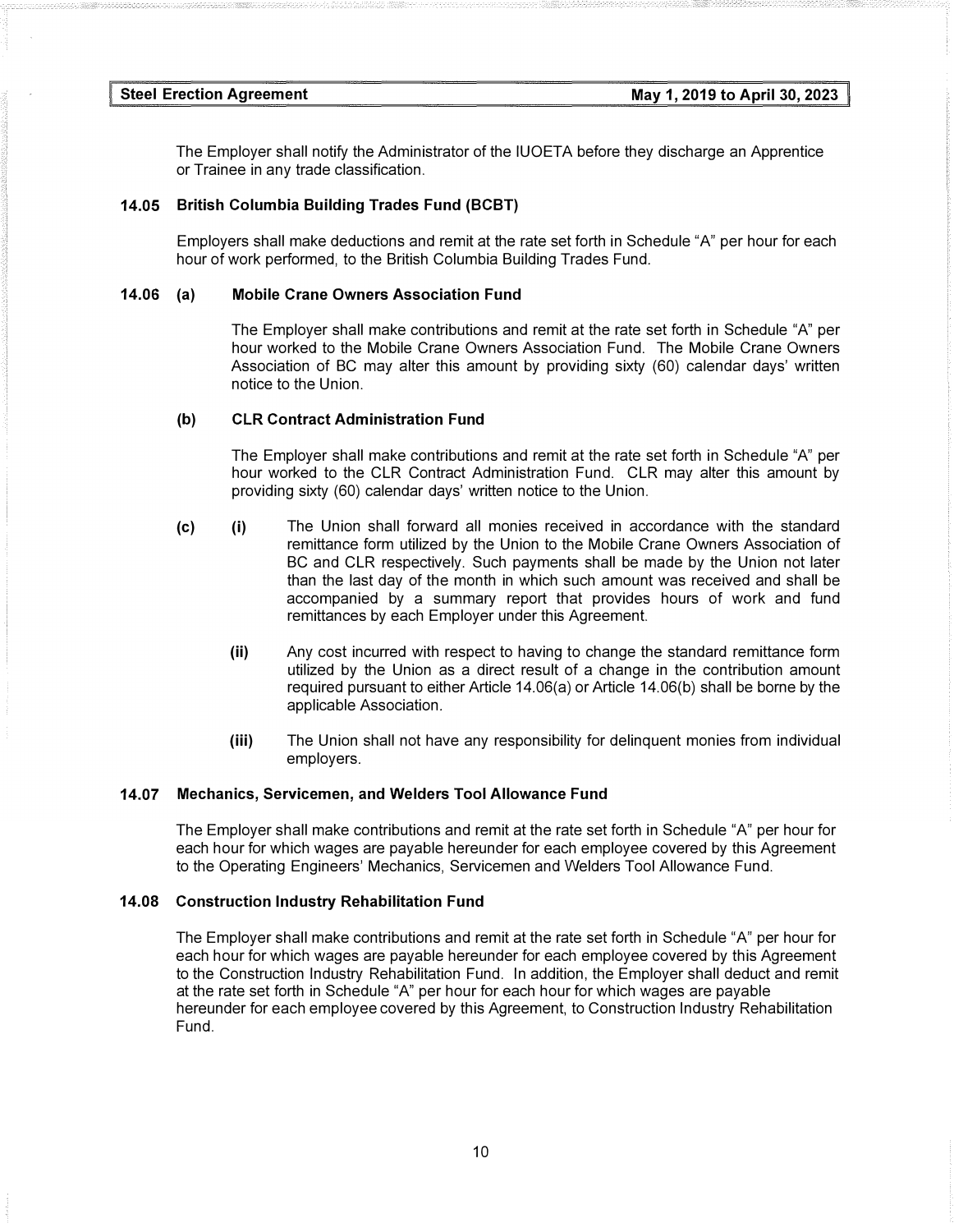The Employer shall notify the Administrator of the IUOETA before they discharge an Apprentice or Trainee in any trade classification.

### 14.05 British Columbia Building Trades Fund (BCBT)

Employers shall make deductions and remit at the rate set forth in Schedule "A" per hour for each hour of work performed, to the British Columbia Building Trades Fund.

### 14.06 (a) Mobile Crane Owners Association Fund

The Employer shall make contributions and remit at the rate set forth in Schedule "A" per hour worked to the Mobile Crane Owners Association Fund. The Mobile Crane Owners Association of BC may alter this amount by providing sixty (60) calendar days' written notice to the Union.

### (b) CLR Contract Administration Fund

The Employer shall make contributions and remit at the rate set forth in Schedule "A" per hour worked to the CLR Contract Administration Fund. CLR may alter this amount by providing sixty (60) calendar days' written notice to the Union.

**(c)** **(i)** The Union shall forward all monies received in accordance with the standard remittance form utilized by the Union to the Mobile Crane Owners Association of BC and CLR respectively. Such payments shall be made by the Union not later than the last day of the month in which such amount was received and shall be accompanied by a summary report that provides hours of work and fund remittances by each Employer under this Agreement.

**(ii)** Any cost incurred with respect to having to change the standard remittance form utilized by the Union as a direct result of a change in the contribution amount required pursuant to either Article 14.06(a) or Article 14.06(b) shall be borne by the applicable Association.

**(iii)** The Union shall not have any responsibility for delinquent monies from individual employers.

### 14.07 Mechanics, Servicemen, and Welders Tool Allowance Fund

The Employer shall make contributions and remit at the rate set forth in Schedule "A" per hour for each hour for which wages are payable hereunder for each employee covered by this Agreement to the Operating Engineers' Mechanics, Servicemen and Welders Tool Allowance Fund.

### 14.08 Construction Industry Rehabilitation Fund

The Employer shall make contributions and remit at the rate set forth in Schedule "A" per hour for each hour for which wages are payable hereunder for each employee covered by this Agreement to the Construction Industry Rehabilitation Fund. In addition, the Employer shall deduct and remit at the rate set forth in Schedule "A" per hour for each hour for which wages are payable hereunder for each employee covered by this Agreement, to Construction Industry Rehabilitation Fund.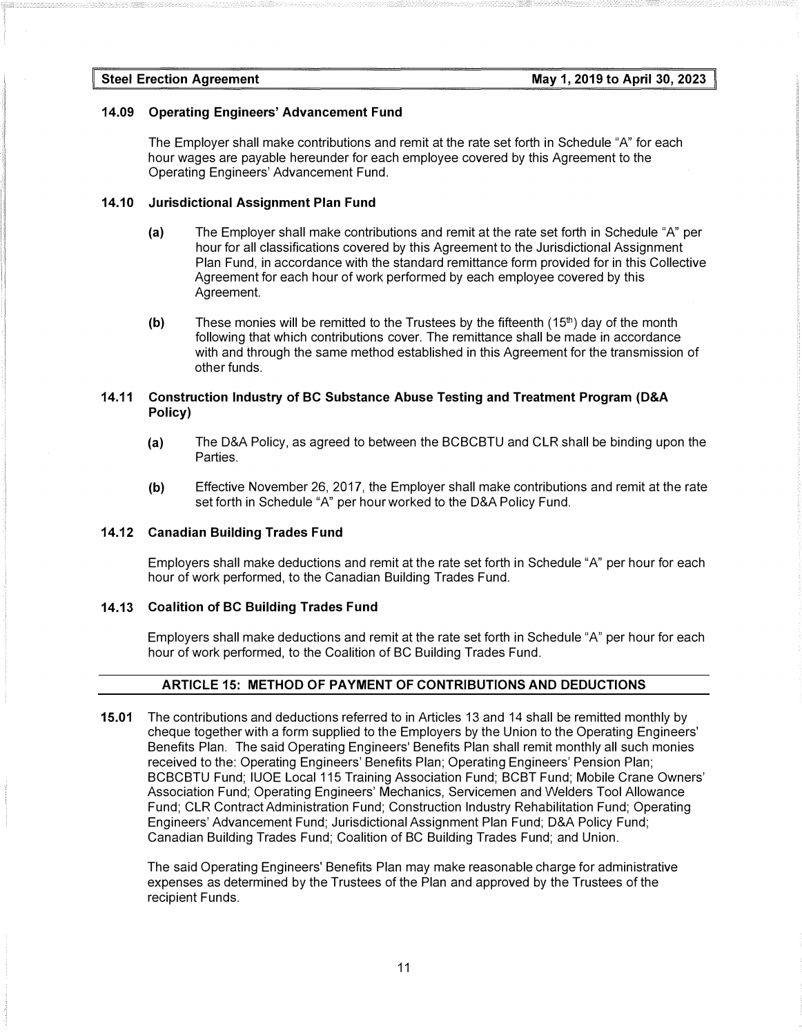### 14.09 Operating Engineers' Advancement Fund

The Employer shall make contributions and remit at the rate set forth in Schedule "A" for each hour wages are payable hereunder for each employee covered by this Agreement to the Operating Engineers' Advancement Fund.

### 14.10 Jurisdictional Assignment Plan Fund

**(a)** The Employer shall make contributions and remit at the rate set forth in Schedule "A" per hour for all classifications covered by this Agreement to the Jurisdictional Assignment Plan Fund, in accordance with the standard remittance form provided for in this Collective Agreement for each hour of work performed by each employee covered by this Agreement.

**(b)** These monies will be remitted to the Trustees by the fifteenth (15th) day of the month following that which contributions cover. The remittance shall be made in accordance with and through the same method established in this Agreement for the transmission of other funds.

### 14.11 Construction Industry of BC Substance Abuse Testing and Treatment Program (D&A Policy)

**(a)** The D&A Policy, as agreed to between the BCBCBTU and CLR shall be binding upon the Parties.

**(b)** Effective November 26, 2017, the Employer shall make contributions and remit at the rate set forth in Schedule "A" per hour worked to the D&A Policy Fund.

### 14.12 Canadian Building Trades Fund

Employers shall make deductions and remit at the rate set forth in Schedule "A" per hour for each hour of work performed, to the Canadian Building Trades Fund.

### 14.13 Coalition of BC Building Trades Fund

Employers shall make deductions and remit at the rate set forth in Schedule "A" per hour for each hour of work performed, to the Coalition of BC Building Trades Fund.

## ARTICLE 15: METHOD OF PAYMENT OF CONTRIBUTIONS AND DEDUCTIONS

**15.01** The contributions and deductions referred to in Articles 13 and 14 shall be remitted monthly by cheque together with a form supplied to the Employers by the Union to the Operating Engineers' Benefits Plan. The said Operating Engineers' Benefits Plan shall remit monthly all such monies received to the: Operating Engineers' Benefits Plan; Operating Engineers' Pension Plan; BCBCBTU Fund; IUOE Local 115 Training Association Fund; BCBT Fund; Mobile Crane Owners' Association Fund; Operating Engineers' Mechanics, Servicemen and Welders Tool Allowance Fund; CLR Contract Administration Fund; Construction Industry Rehabilitation Fund; Operating Engineers' Advancement Fund; Jurisdictional Assignment Plan Fund; D&A Policy Fund; Canadian Building Trades Fund; Coalition of BC Building Trades Fund; and Union.

The said Operating Engineers' Benefits Plan may make reasonable charge for administrative expenses as determined by the Trustees of the Plan and approved by the Trustees of the recipient Funds.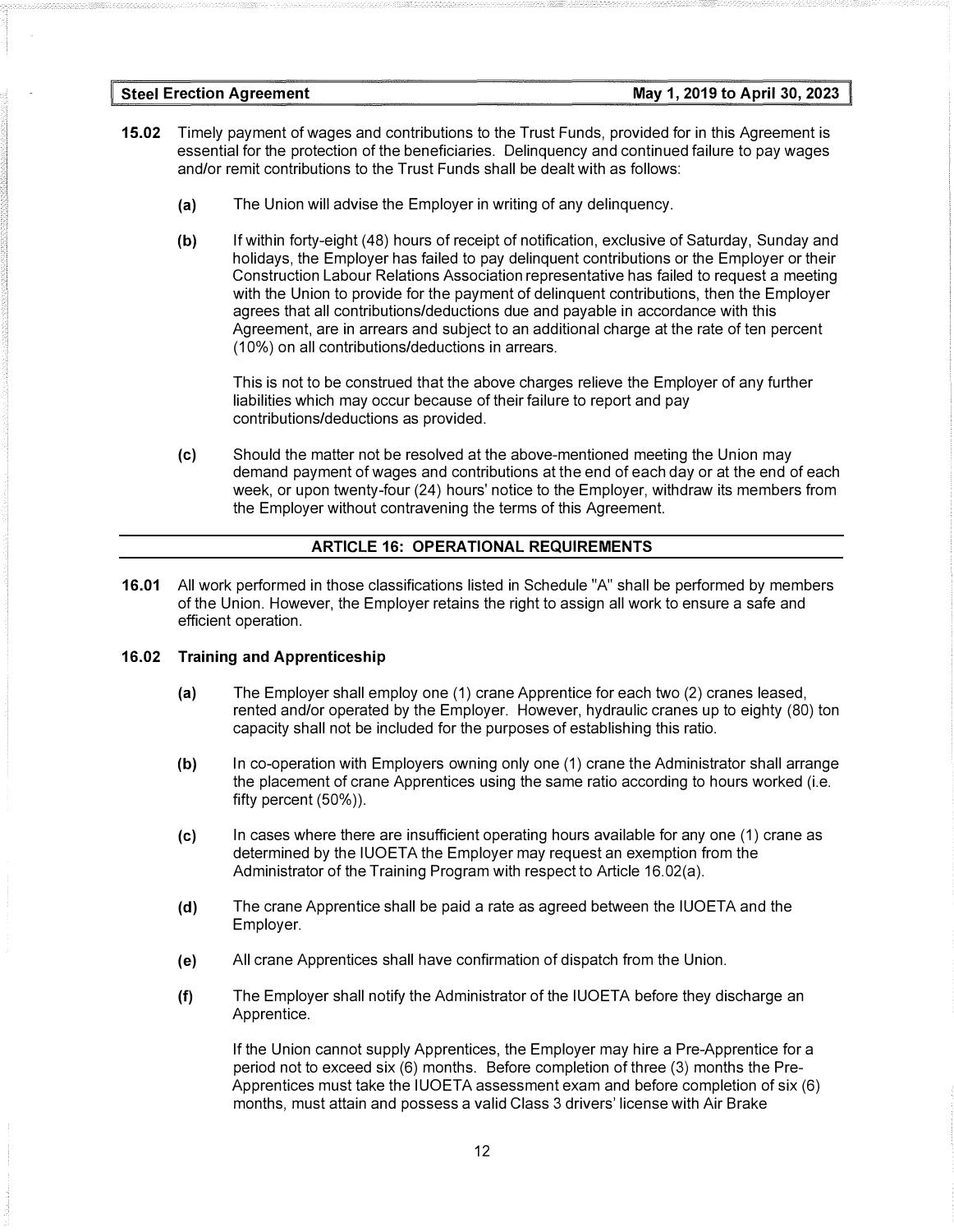**15.02** Timely payment of wages and contributions to the Trust Funds, provided for in this Agreement is essential for the protection of the beneficiaries. Delinquency and continued failure to pay wages and/or remit contributions to the Trust Funds shall be dealt with as follows:

- **(a)** The Union will advise the Employer in writing of any delinquency.

- **(b)** If within forty-eight (48) hours of receipt of notification, exclusive of Saturday, Sunday and holidays, the Employer has failed to pay delinquent contributions or the Employer or their Construction Labour Relations Association representative has failed to request a meeting with the Union to provide for the payment of delinquent contributions, then the Employer agrees that all contributions/deductions due and payable in accordance with this Agreement, are in arrears and subject to an additional charge at the rate of ten percent (10%) on all contributions/deductions in arrears.

  This is not to be construed that the above charges relieve the Employer of any further liabilities which may occur because of their failure to report and pay contributions/deductions as provided.

- **(c)** Should the matter not be resolved at the above-mentioned meeting the Union may demand payment of wages and contributions at the end of each day or at the end of each week, or upon twenty-four (24) hours' notice to the Employer, withdraw its members from the Employer without contravening the terms of this Agreement.

## ARTICLE 16: OPERATIONAL REQUIREMENTS

**16.01** All work performed in those classifications listed in Schedule "A" shall be performed by members of the Union. However, the Employer retains the right to assign all work to ensure a safe and efficient operation.

**16.02 Training and Apprenticeship**

- **(a)** The Employer shall employ one (1) crane Apprentice for each two (2) cranes leased, rented and/or operated by the Employer. However, hydraulic cranes up to eighty (80) ton capacity shall not be included for the purposes of establishing this ratio.

- **(b)** In co-operation with Employers owning only one (1) crane the Administrator shall arrange the placement of crane Apprentices using the same ratio according to hours worked (i.e. fifty percent (50%)).

- **(c)** In cases where there are insufficient operating hours available for any one (1) crane as determined by the IUOETA the Employer may request an exemption from the Administrator of the Training Program with respect to Article 16.02(a).

- **(d)** The crane Apprentice shall be paid a rate as agreed between the IUOETA and the Employer.

- **(e)** All crane Apprentices shall have confirmation of dispatch from the Union.

- **(f)** The Employer shall notify the Administrator of the IUOETA before they discharge an Apprentice.

  If the Union cannot supply Apprentices, the Employer may hire a Pre-Apprentice for a period not to exceed six (6) months. Before completion of three (3) months the Pre-Apprentices must take the IUOETA assessment exam and before completion of six (6) months, must attain and possess a valid Class 3 drivers' license with Air Brake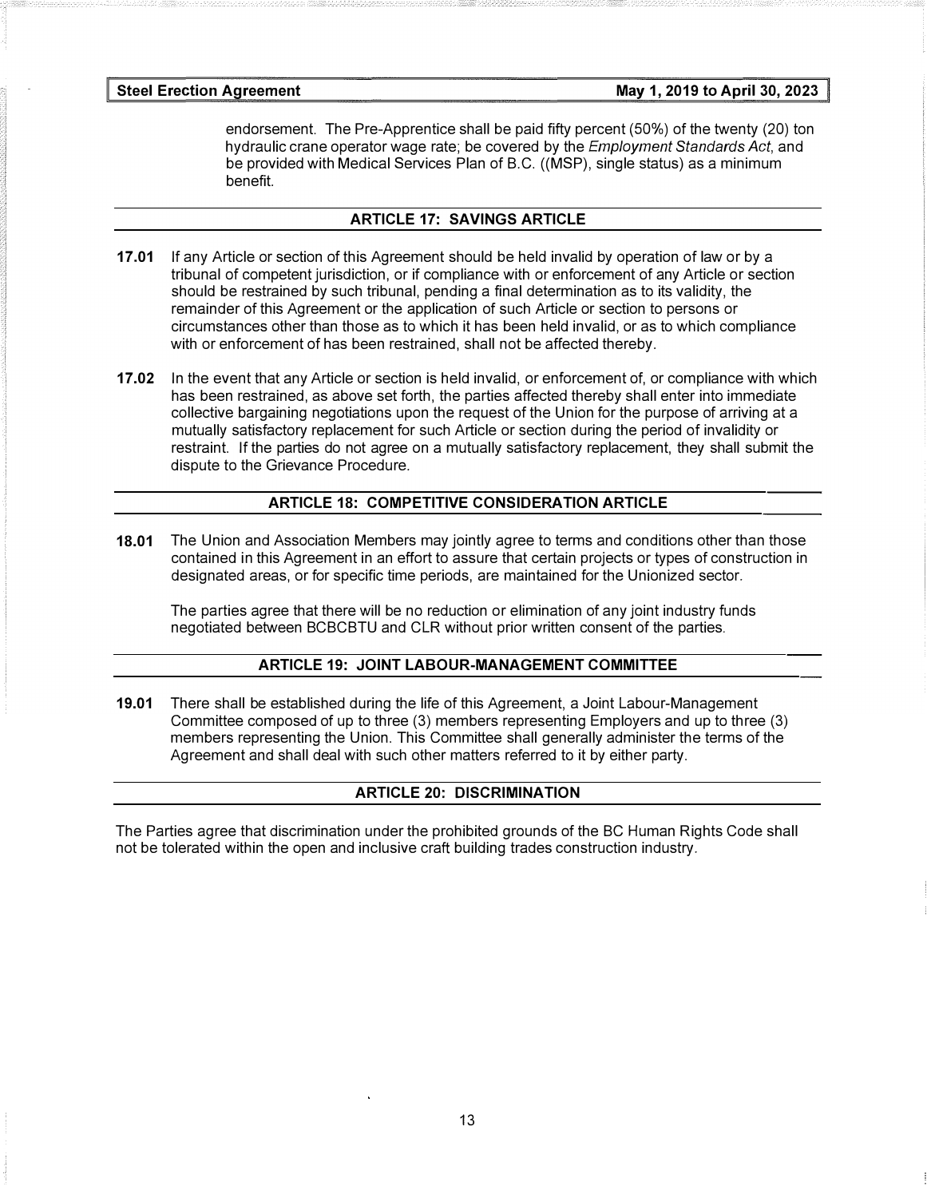endorsement. The Pre-Apprentice shall be paid fifty percent (50%) of the twenty (20) ton hydraulic crane operator wage rate; be covered by the *Employment Standards Act*, and be provided with Medical Services Plan of B.C. ((MSP), single status) as a minimum benefit.

## ARTICLE 17: SAVINGS ARTICLE

**17.01** If any Article or section of this Agreement should be held invalid by operation of law or by a tribunal of competent jurisdiction, or if compliance with or enforcement of any Article or section should be restrained by such tribunal, pending a final determination as to its validity, the remainder of this Agreement or the application of such Article or section to persons or circumstances other than those as to which it has been held invalid, or as to which compliance with or enforcement of has been restrained, shall not be affected thereby.

**17.02** In the event that any Article or section is held invalid, or enforcement of, or compliance with which has been restrained, as above set forth, the parties affected thereby shall enter into immediate collective bargaining negotiations upon the request of the Union for the purpose of arriving at a mutually satisfactory replacement for such Article or section during the period of invalidity or restraint. If the parties do not agree on a mutually satisfactory replacement, they shall submit the dispute to the Grievance Procedure.

## ARTICLE 18: COMPETITIVE CONSIDERATION ARTICLE

**18.01** The Union and Association Members may jointly agree to terms and conditions other than those contained in this Agreement in an effort to assure that certain projects or types of construction in designated areas, or for specific time periods, are maintained for the Unionized sector.

The parties agree that there will be no reduction or elimination of any joint industry funds negotiated between BCBCBTU and CLR without prior written consent of the parties.

## ARTICLE 19: JOINT LABOUR-MANAGEMENT COMMITTEE

**19.01** There shall be established during the life of this Agreement, a Joint Labour-Management Committee composed of up to three (3) members representing Employers and up to three (3) members representing the Union. This Committee shall generally administer the terms of the Agreement and shall deal with such other matters referred to it by either party.

## ARTICLE 20: DISCRIMINATION

The Parties agree that discrimination under the prohibited grounds of the BC Human Rights Code shall not be tolerated within the open and inclusive craft building trades construction industry.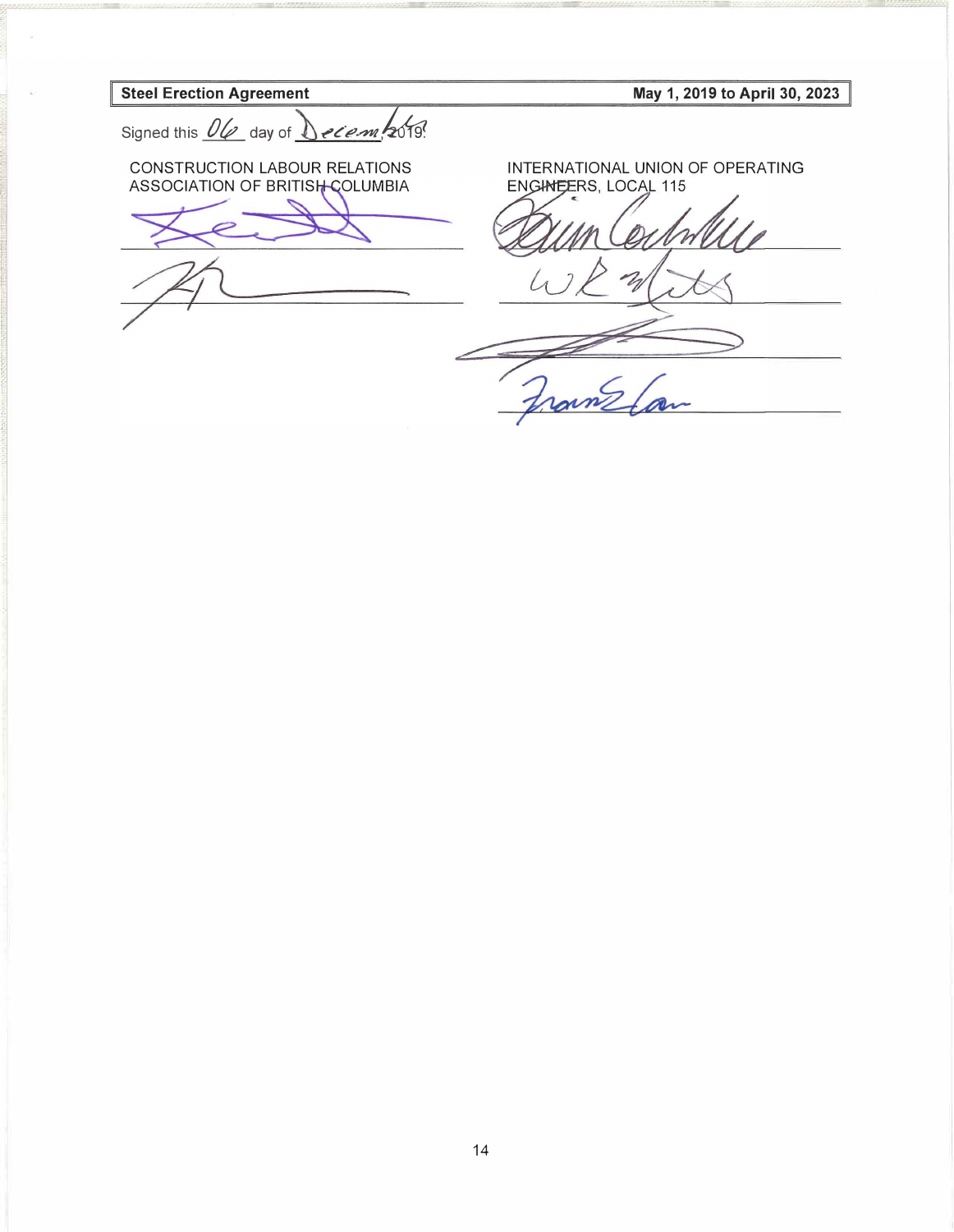Signed this 06 day of December, 2019.

| CONSTRUCTION LABOUR RELATIONS ASSOCIATION OF BRITISH COLUMBIA | INTERNATIONAL UNION OF OPERATING ENGINEERS, LOCAL 115 |
| --- | --- |
| ______________________________ | ______________________________ |
| ______________________________ | ______________________________ |
| | ______________________________ |
| | ______________________________ |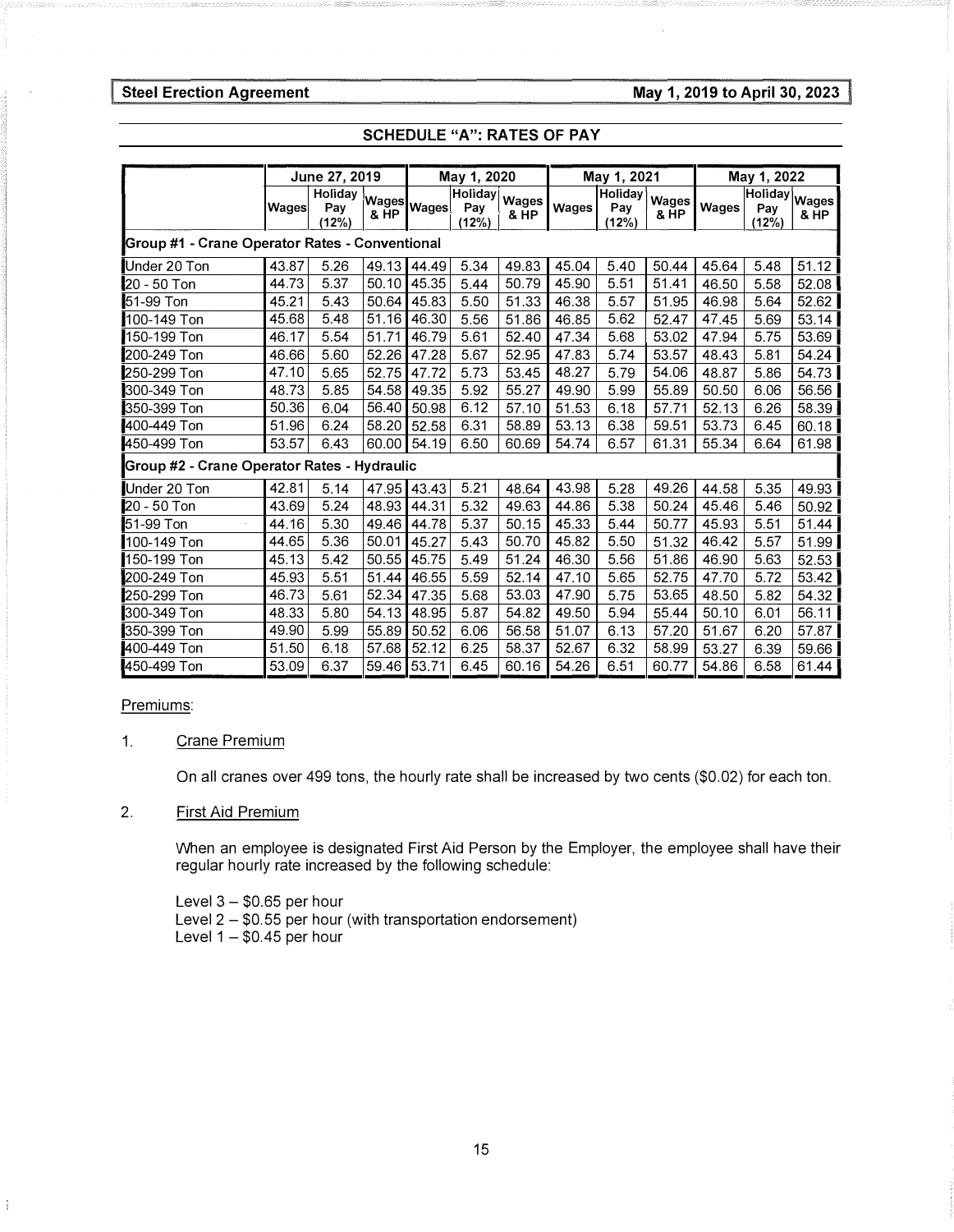## SCHEDULE "A": RATES OF PAY

| | June 27, 2019 | | | May 1, 2020 | | | May 1, 2021 | | | May 1, 2022 | | |
|---|---|---|---|---|---|---|---|---|---|---|---|---|
| | Wages | Holiday Pay (12%) | Wages & HP | Wages | Holiday Pay (12%) | Wages & HP | Wages | Holiday Pay (12%) | Wages & HP | Wages | Holiday Pay (12%) | Wages & HP |
| **Group #1 - Crane Operator Rates - Conventional** | | | | | | | | | | | | |
| Under 20 Ton | 43.87 | 5.26 | 49.13 | 44.49 | 5.34 | 49.83 | 45.04 | 5.40 | 50.44 | 45.64 | 5.48 | 51.12 |
| 20 - 50 Ton | 44.73 | 5.37 | 50.10 | 45.35 | 5.44 | 50.79 | 45.90 | 5.51 | 51.41 | 46.50 | 5.58 | 52.08 |
| 51-99 Ton | 45.21 | 5.43 | 50.64 | 45.83 | 5.50 | 51.33 | 46.38 | 5.57 | 51.95 | 46.98 | 5.64 | 52.62 |
| 100-149 Ton | 45.68 | 5.48 | 51.16 | 46.30 | 5.56 | 51.86 | 46.85 | 5.62 | 52.47 | 47.45 | 5.69 | 53.14 |
| 150-199 Ton | 46.17 | 5.54 | 51.71 | 46.79 | 5.61 | 52.40 | 47.34 | 5.68 | 53.02 | 47.94 | 5.75 | 53.69 |
| 200-249 Ton | 46.66 | 5.60 | 52.26 | 47.28 | 5.67 | 52.95 | 47.83 | 5.74 | 53.57 | 48.43 | 5.81 | 54.24 |
| 250-299 Ton | 47.10 | 5.65 | 52.75 | 47.72 | 5.73 | 53.45 | 48.27 | 5.79 | 54.06 | 48.87 | 5.86 | 54.73 |
| 300-349 Ton | 48.73 | 5.85 | 54.58 | 49.35 | 5.92 | 55.27 | 49.90 | 5.99 | 55.89 | 50.50 | 6.06 | 56.56 |
| 350-399 Ton | 50.36 | 6.04 | 56.40 | 50.98 | 6.12 | 57.10 | 51.53 | 6.18 | 57.71 | 52.13 | 6.26 | 58.39 |
| 400-449 Ton | 51.96 | 6.24 | 58.20 | 52.58 | 6.31 | 58.89 | 53.13 | 6.38 | 59.51 | 53.73 | 6.45 | 60.18 |
| 450-499 Ton | 53.57 | 6.43 | 60.00 | 54.19 | 6.50 | 60.69 | 54.74 | 6.57 | 61.31 | 55.34 | 6.64 | 61.98 |
| **Group #2 - Crane Operator Rates - Hydraulic** | | | | | | | | | | | | |
| Under 20 Ton | 42.81 | 5.14 | 47.95 | 43.43 | 5.21 | 48.64 | 43.98 | 5.28 | 49.26 | 44.58 | 5.35 | 49.93 |
| 20 - 50 Ton | 43.69 | 5.24 | 48.93 | 44.31 | 5.32 | 49.63 | 44.86 | 5.38 | 50.24 | 45.46 | 5.46 | 50.92 |
| 51-99 Ton | 44.16 | 5.30 | 49.46 | 44.78 | 5.37 | 50.15 | 45.33 | 5.44 | 50.77 | 45.93 | 5.51 | 51.44 |
| 100-149 Ton | 44.65 | 5.36 | 50.01 | 45.27 | 5.43 | 50.70 | 45.82 | 5.50 | 51.32 | 46.42 | 5.57 | 51.99 |
| 150-199 Ton | 45.13 | 5.42 | 50.55 | 45.75 | 5.49 | 51.24 | 46.30 | 5.56 | 51.86 | 46.90 | 5.63 | 52.53 |
| 200-249 Ton | 45.93 | 5.51 | 51.44 | 46.55 | 5.59 | 52.14 | 47.10 | 5.65 | 52.75 | 47.70 | 5.72 | 53.42 |
| 250-299 Ton | 46.73 | 5.61 | 52.34 | 47.35 | 5.68 | 53.03 | 47.90 | 5.75 | 53.65 | 48.50 | 5.82 | 54.32 |
| 300-349 Ton | 48.33 | 5.80 | 54.13 | 48.95 | 5.87 | 54.82 | 49.50 | 5.94 | 55.44 | 50.10 | 6.01 | 56.11 |
| 350-399 Ton | 49.90 | 5.99 | 55.89 | 50.52 | 6.06 | 56.58 | 51.07 | 6.13 | 57.20 | 51.67 | 6.20 | 57.87 |
| 400-449 Ton | 51.50 | 6.18 | 57.68 | 52.12 | 6.25 | 58.37 | 52.67 | 6.32 | 58.99 | 53.27 | 6.39 | 59.66 |
| 450-499 Ton | 53.09 | 6.37 | 59.46 | 53.71 | 6.45 | 60.16 | 54.26 | 6.51 | 60.77 | 54.86 | 6.58 | 61.44 |

Premiums:

1. Crane Premium

   On all cranes over 499 tons, the hourly rate shall be increased by two cents ($0.02) for each ton.

2. First Aid Premium

   When an employee is designated First Aid Person by the Employer, the employee shall have their regular hourly rate increased by the following schedule:

   Level 3 – $0.65 per hour
   Level 2 – $0.55 per hour (with transportation endorsement)
   Level 1 – $0.45 per hour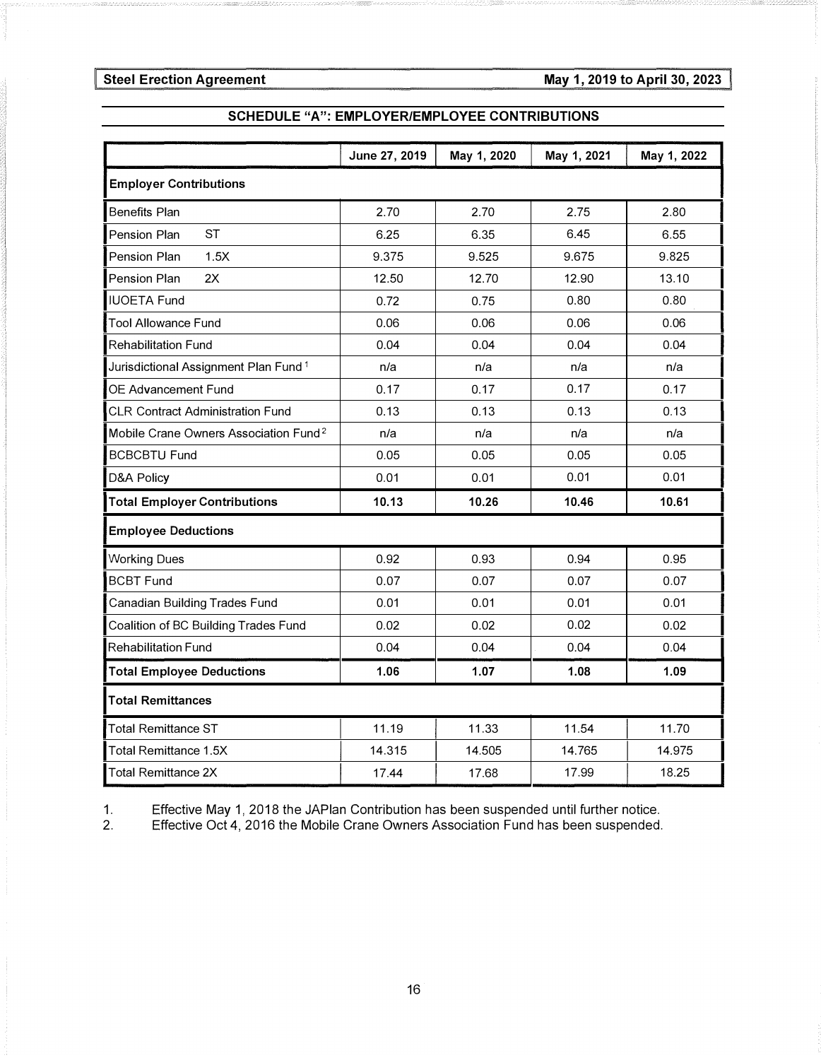## SCHEDULE "A": EMPLOYER/EMPLOYEE CONTRIBUTIONS

| | June 27, 2019 | May 1, 2020 | May 1, 2021 | May 1, 2022 |
|---|---|---|---|---|
| **Employer Contributions** | | | | |
| Benefits Plan | 2.70 | 2.70 | 2.75 | 2.80 |
| Pension Plan ST | 6.25 | 6.35 | 6.45 | 6.55 |
| Pension Plan 1.5X | 9.375 | 9.525 | 9.675 | 9.825 |
| Pension Plan 2X | 12.50 | 12.70 | 12.90 | 13.10 |
| IUOETA Fund | 0.72 | 0.75 | 0.80 | 0.80 |
| Tool Allowance Fund | 0.06 | 0.06 | 0.06 | 0.06 |
| Rehabilitation Fund | 0.04 | 0.04 | 0.04 | 0.04 |
| Jurisdictional Assignment Plan Fund [1] | n/a | n/a | n/a | n/a |
| OE Advancement Fund | 0.17 | 0.17 | 0.17 | 0.17 |
| CLR Contract Administration Fund | 0.13 | 0.13 | 0.13 | 0.13 |
| Mobile Crane Owners Association Fund [2] | n/a | n/a | n/a | n/a |
| BCBCBTU Fund | 0.05 | 0.05 | 0.05 | 0.05 |
| D&A Policy | 0.01 | 0.01 | 0.01 | 0.01 |
| **Total Employer Contributions** | **10.13** | **10.26** | **10.46** | **10.61** |
| **Employee Deductions** | | | | |
| Working Dues | 0.92 | 0.93 | 0.94 | 0.95 |
| BCBT Fund | 0.07 | 0.07 | 0.07 | 0.07 |
| Canadian Building Trades Fund | 0.01 | 0.01 | 0.01 | 0.01 |
| Coalition of BC Building Trades Fund | 0.02 | 0.02 | 0.02 | 0.02 |
| Rehabilitation Fund | 0.04 | 0.04 | 0.04 | 0.04 |
| **Total Employee Deductions** | **1.06** | **1.07** | **1.08** | **1.09** |
| **Total Remittances** | | | | |
| Total Remittance ST | 11.19 | 11.33 | 11.54 | 11.70 |
| Total Remittance 1.5X | 14.315 | 14.505 | 14.765 | 14.975 |
| Total Remittance 2X | 17.44 | 17.68 | 17.99 | 18.25 |

1. Effective May 1, 2018 the JAPlan Contribution has been suspended until further notice.
2. Effective Oct 4, 2016 the Mobile Crane Owners Association Fund has been suspended.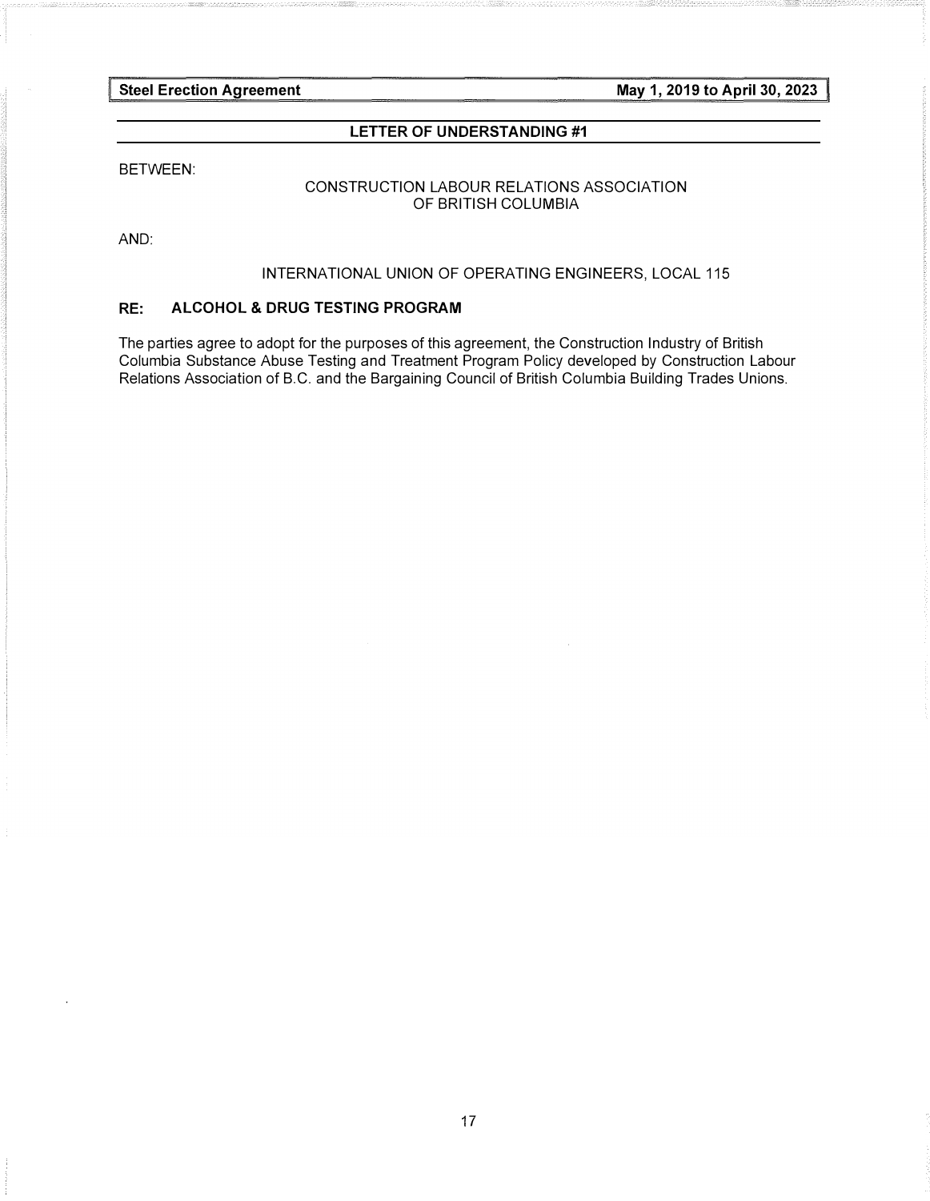## LETTER OF UNDERSTANDING #1

BETWEEN:

CONSTRUCTION LABOUR RELATIONS ASSOCIATION
OF BRITISH COLUMBIA

AND:

INTERNATIONAL UNION OF OPERATING ENGINEERS, LOCAL 115

### RE: ALCOHOL & DRUG TESTING PROGRAM

The parties agree to adopt for the purposes of this agreement, the Construction Industry of British Columbia Substance Abuse Testing and Treatment Program Policy developed by Construction Labour Relations Association of B.C. and the Bargaining Council of British Columbia Building Trades Unions.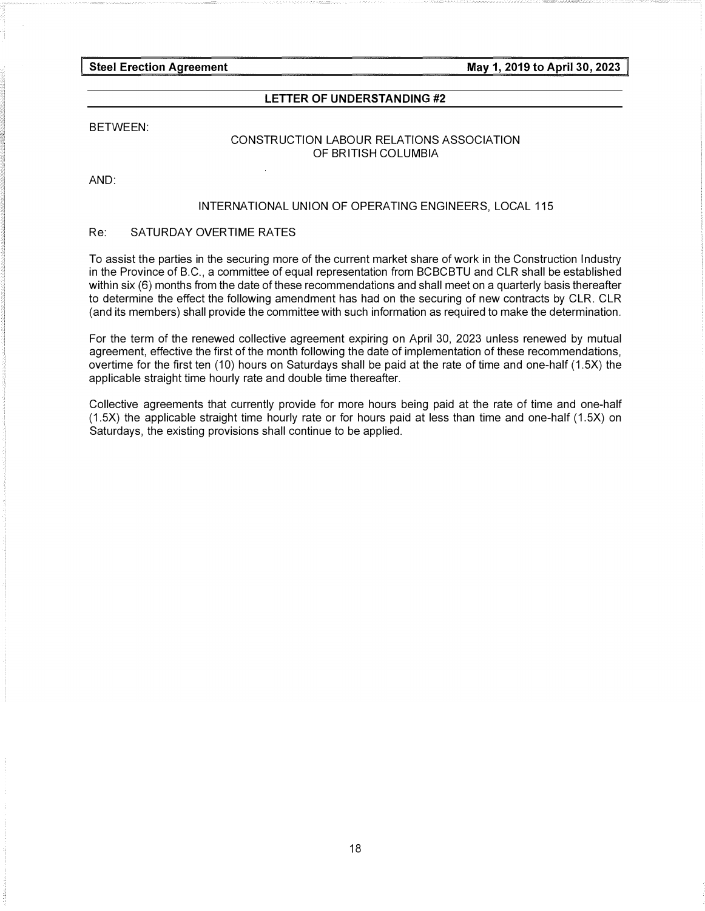## LETTER OF UNDERSTANDING #2

BETWEEN:

CONSTRUCTION LABOUR RELATIONS ASSOCIATION
OF BRITISH COLUMBIA

AND:

INTERNATIONAL UNION OF OPERATING ENGINEERS, LOCAL 115

Re: SATURDAY OVERTIME RATES

To assist the parties in the securing more of the current market share of work in the Construction Industry in the Province of B.C., a committee of equal representation from BCBCBTU and CLR shall be established within six (6) months from the date of these recommendations and shall meet on a quarterly basis thereafter to determine the effect the following amendment has had on the securing of new contracts by CLR. CLR (and its members) shall provide the committee with such information as required to make the determination.

For the term of the renewed collective agreement expiring on April 30, 2023 unless renewed by mutual agreement, effective the first of the month following the date of implementation of these recommendations, overtime for the first ten (10) hours on Saturdays shall be paid at the rate of time and one-half (1.5X) the applicable straight time hourly rate and double time thereafter.

Collective agreements that currently provide for more hours being paid at the rate of time and one-half (1.5X) the applicable straight time hourly rate or for hours paid at less than time and one-half (1.5X) on Saturdays, the existing provisions shall continue to be applied.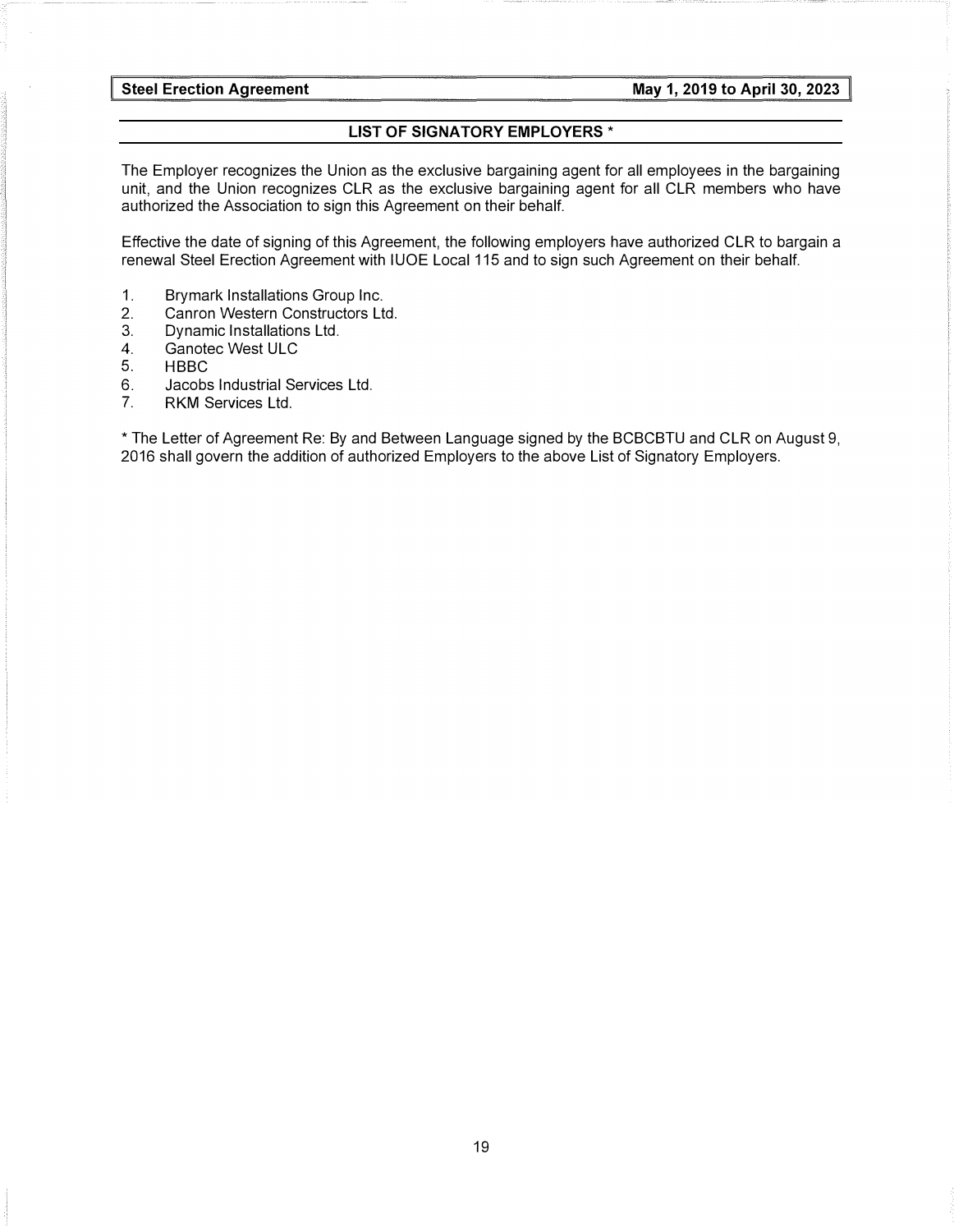## LIST OF SIGNATORY EMPLOYERS *

The Employer recognizes the Union as the exclusive bargaining agent for all employees in the bargaining unit, and the Union recognizes CLR as the exclusive bargaining agent for all CLR members who have authorized the Association to sign this Agreement on their behalf.

Effective the date of signing of this Agreement, the following employers have authorized CLR to bargain a renewal Steel Erection Agreement with IUOE Local 115 and to sign such Agreement on their behalf.

1. Brymark Installations Group Inc.
2. Canron Western Constructors Ltd.
3. Dynamic Installations Ltd.
4. Ganotec West ULC
5. HBBC
6. Jacobs Industrial Services Ltd.
7. RKM Services Ltd.

* The Letter of Agreement Re: By and Between Language signed by the BCBCBTU and CLR on August 9, 2016 shall govern the addition of authorized Employers to the above List of Signatory Employers.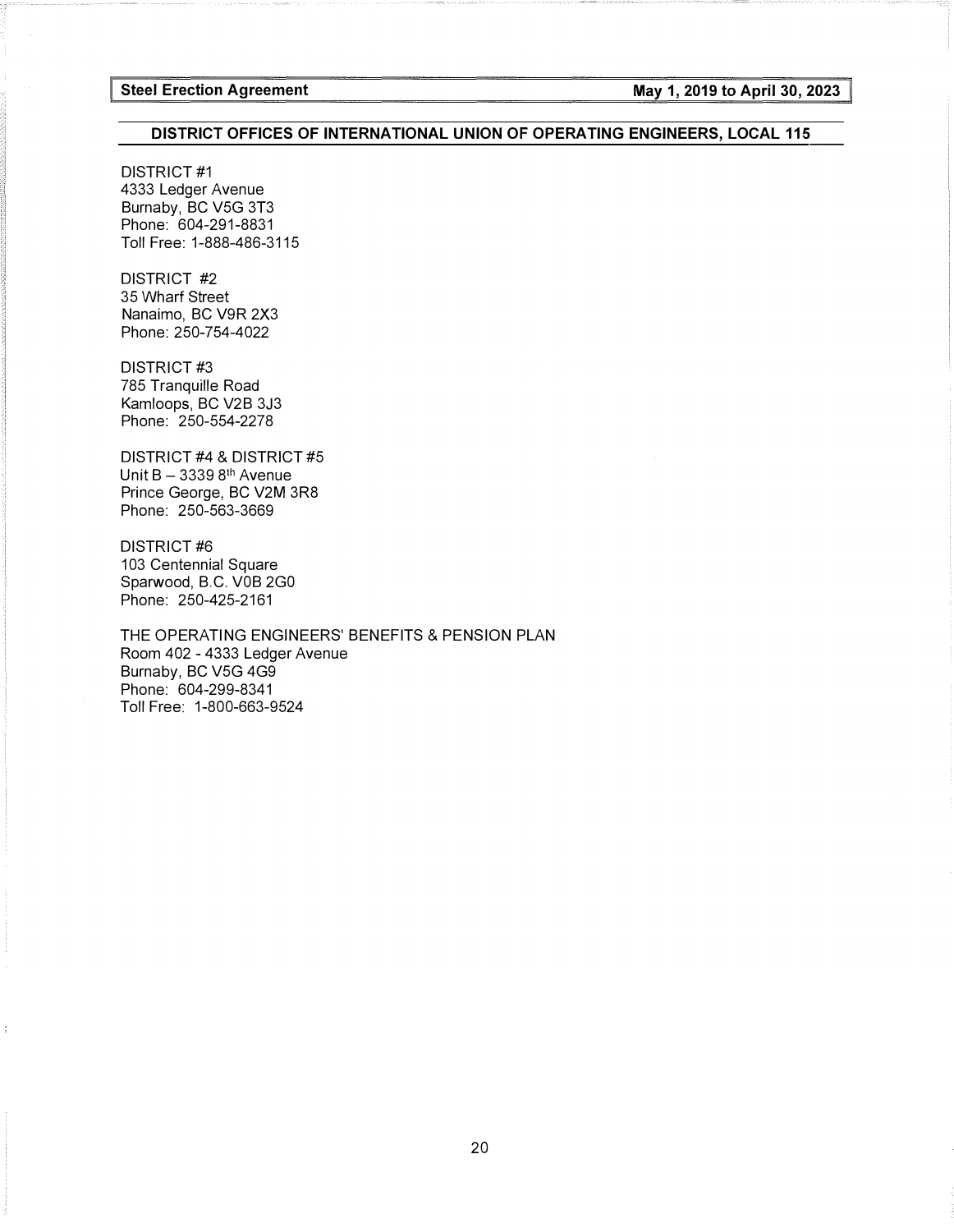## DISTRICT OFFICES OF INTERNATIONAL UNION OF OPERATING ENGINEERS, LOCAL 115

DISTRICT #1
4333 Ledger Avenue
Burnaby, BC V5G 3T3
Phone: 604-291-8831
Toll Free: 1-888-486-3115

DISTRICT #2
35 Wharf Street
Nanaimo, BC V9R 2X3
Phone: 250-754-4022

DISTRICT #3
785 Tranquille Road
Kamloops, BC V2B 3J3
Phone: 250-554-2278

DISTRICT #4 & DISTRICT #5
Unit B – 3339 8th Avenue
Prince George, BC V2M 3R8
Phone: 250-563-3669

DISTRICT #6
103 Centennial Square
Sparwood, B.C. V0B 2G0
Phone: 250-425-2161

THE OPERATING ENGINEERS' BENEFITS & PENSION PLAN
Room 402 - 4333 Ledger Avenue
Burnaby, BC V5G 4G9
Phone: 604-299-8341
Toll Free: 1-800-663-9524